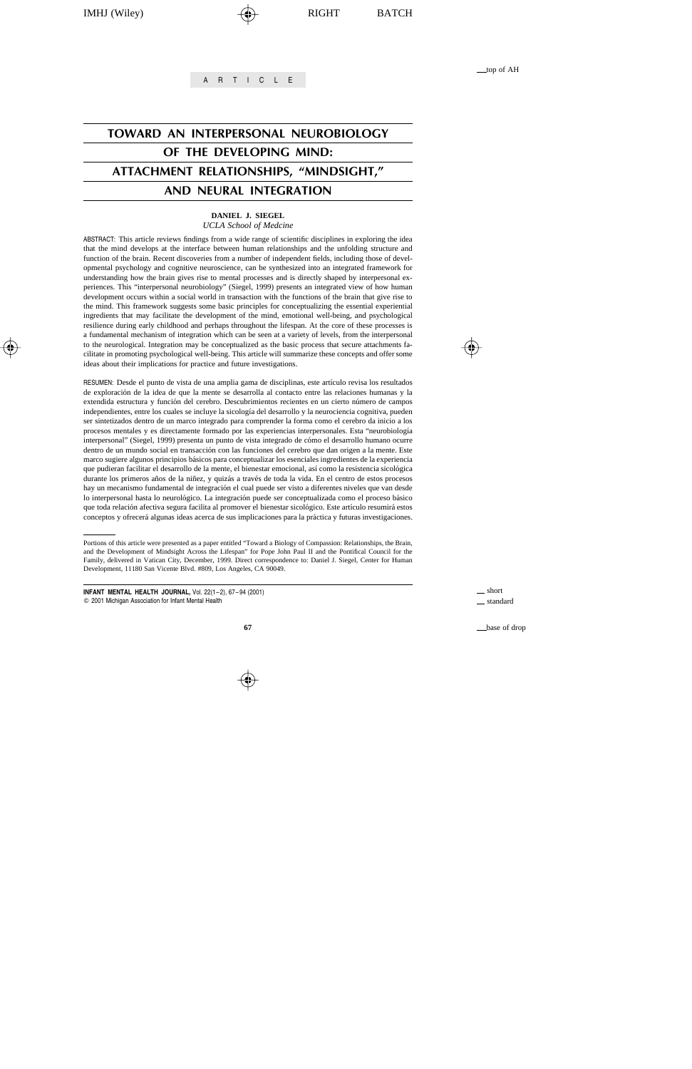ARTICLE

# TOWARD AN INTERPERSONAL NEUROBIOLOGY OF THE DEVELOPING MIND: ATTACHMENT RELATIONSHIPS, "MINDSIGHT," AND NEURAL INTEGRATION

**DANIEL J. SIEGEL**
*UCLA School of Medcine*

ABSTRACT: This article reviews findings from a wide range of scientific disciplines in exploring the idea that the mind develops at the interface between human relationships and the unfolding structure and function of the brain. Recent discoveries from a number of independent fields, including those of developmental psychology and cognitive neuroscience, can be synthesized into an integrated framework for understanding how the brain gives rise to mental processes and is directly shaped by interpersonal experiences. This "interpersonal neurobiology" (Siegel, 1999) presents an integrated view of how human development occurs within a social world in transaction with the functions of the brain that give rise to the mind. This framework suggests some basic principles for conceptualizing the essential experiential ingredients that may facilitate the development of the mind, emotional well-being, and psychological resilience during early childhood and perhaps throughout the lifespan. At the core of these processes is a fundamental mechanism of integration which can be seen at a variety of levels, from the interpersonal to the neurological. Integration may be conceptualized as the basic process that secure attachments facilitate in promoting psychological well-being. This article will summarize these concepts and offer some ideas about their implications for practice and future investigations.

RESUMEN: Desde el punto de vista de una amplia gama de disciplinas, este artículo revisa los resultados de exploración de la idea de que la mente se desarrolla al contacto entre las relaciones humanas y la extendida estructura y función del cerebro. Descubrimientos recientes en un cierto número de campos independientes, entre los cuales se incluye la sicología del desarrollo y la neurociencia cognitiva, pueden ser sintetizados dentro de un marco integrado para comprender la forma como el cerebro da inicio a los procesos mentales y es directamente formado por las experiencias interpersonales. Esta "neurobiología interpersonal" (Siegel, 1999) presenta un punto de vista integrado de cómo el desarrollo humano ocurre dentro de un mundo social en transacción con las funciones del cerebro que dan origen a la mente. Este marco sugiere algunos principios básicos para conceptualizar los esenciales ingredientes de la experiencia que pudieran facilitar el desarrollo de la mente, el bienestar emocional, así como la resistencia sicológica durante los primeros años de la niñez, y quizás a través de toda la vida. En el centro de estos procesos hay un mecanismo fundamental de integración el cual puede ser visto a diferentes niveles que van desde lo interpersonal hasta lo neurológico. La integración puede ser conceptualizada como el proceso básico que toda relación afectiva segura facilita al promover el bienestar sicológico. Este artículo resumirá estos conceptos y ofrecerá algunas ideas acerca de sus implicaciones para la práctica y futuras investigaciones.

---

Portions of this article were presented as a paper entitled "Toward a Biology of Compassion: Relationships, the Brain, and the Development of Mindsight Across the Lifespan" for Pope John Paul II and the Pontifical Council for the Family, delivered in Vatican City, December, 1999. Direct correspondence to: Daniel J. Siegel, Center for Human Development, 11180 San Vicente Blvd. #809, Los Angeles, CA 90049.

© 2001 Michigan Association for Infant Mental Health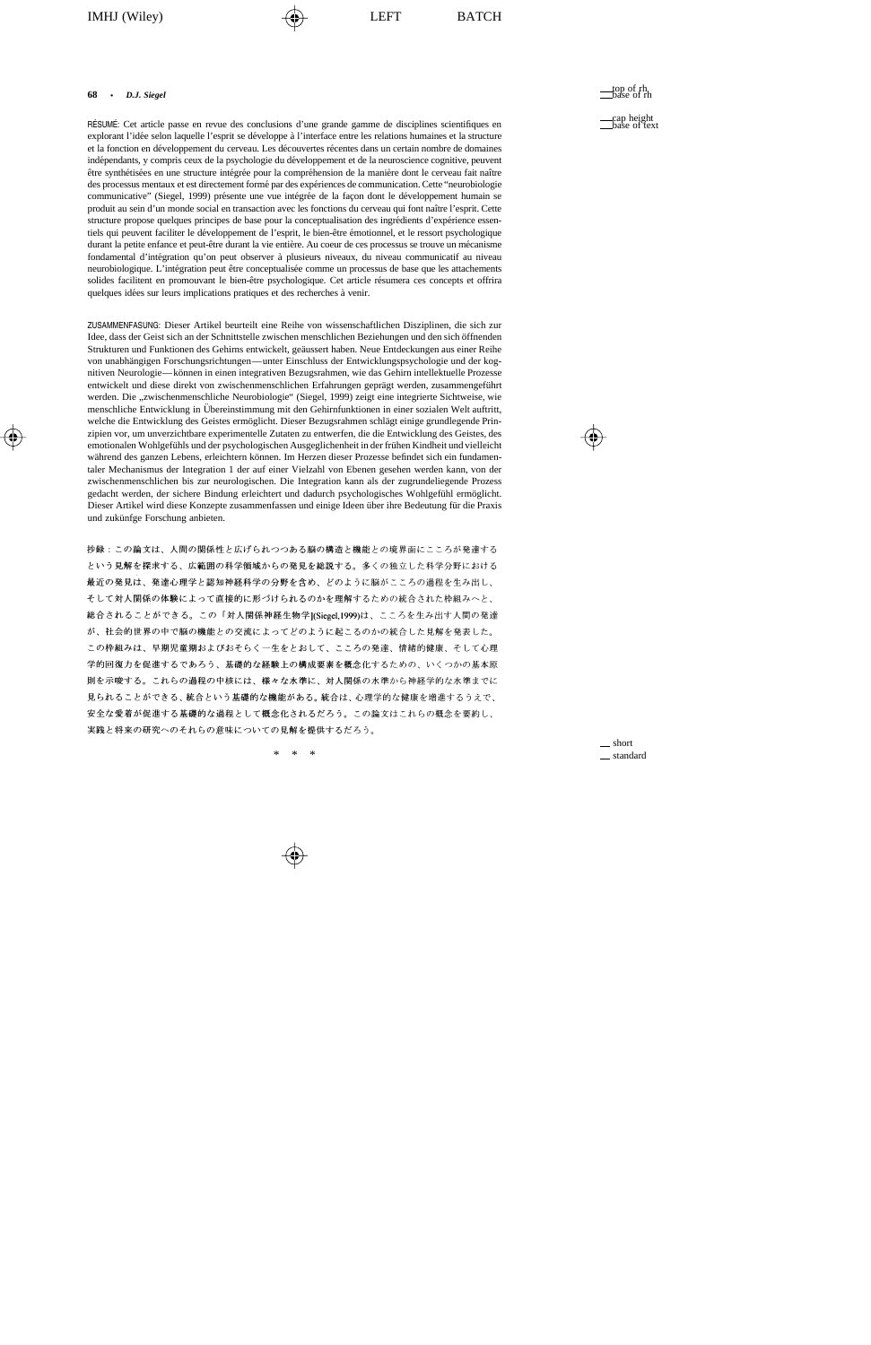RÉSUMÉ: Cet article passe en revue des conclusions d'une grande gamme de disciplines scientifiques en explorant l'idée selon laquelle l'esprit se développe à l'interface entre les relations humaines et la structure et la fonction en développement du cerveau. Les découvertes récentes dans un certain nombre de domaines indépendants, y compris ceux de la psychologie du développement et de la neuroscience cognitive, peuvent être synthétisées en une structure intégrée pour la compréhension de la manière dont le cerveau fait naître des processus mentaux et est directement formé par des expériences de communication. Cette "neurobiologie communicative" (Siegel, 1999) présente une vue intégrée de la façon dont le développement humain se produit au sein d'un monde social en transaction avec les fonctions du cerveau qui font naître l'esprit. Cette structure propose quelques principes de base pour la conceptualisation des ingrédients d'expérience essentiels qui peuvent faciliter le développement de l'esprit, le bien-être émotionnel, et le ressort psychologique durant la petite enfance et peut-être durant la vie entière. Au coeur de ces processus se trouve un mécanisme fondamental d'intégration qu'on peut observer à plusieurs niveaux, du niveau communicatif au niveau neurobiologique. L'intégration peut être conceptualisée comme un processus de base que les attachements solides facilitent en promouvant le bien-être psychologique. Cet article résumera ces concepts et offrira quelques idées sur leurs implications pratiques et des recherches à venir.

ZUSAMMENFASUNG: Dieser Artikel beurteilt eine Reihe von wissenschaftlichen Disziplinen, die sich zur Idee, dass der Geist sich an der Schnittstelle zwischen menschlichen Beziehungen und den sich öffnenden Strukturen und Funktionen des Gehirns entwickelt, geäussert haben. Neue Entdeckungen aus einer Reihe von unabhängigen Forschungsrichtungen—unter Einschluss der Entwicklungspsychologie und der kognitiven Neurologie—können in einen integrativen Bezugsrahmen, wie das Gehirn intellektuelle Prozesse entwickelt und diese direkt von zwischenmenschlichen Erfahrungen geprägt werden, zusammengeführt werden. Die „zwischenmenschliche Neurobiologie" (Siegel, 1999) zeigt eine integrierte Sichtweise, wie menschliche Entwicklung in Übereinstimmung mit den Gehirnfunktionen in einer sozialen Welt auftritt, welche die Entwicklung des Geistes ermöglicht. Dieser Bezugsrahmen schlägt einige grundlegende Prinzipien vor, um unverzichtbare experimentelle Zutaten zu entwerfen, die die Entwicklung des Geistes, des emotionalen Wohlgefühls und der psychologischen Ausgeglichenheit in der frühen Kindheit und vielleicht während des ganzen Lebens, erleichtern können. Im Herzen dieser Prozesse befindet sich ein fundamentaler Mechanismus der Integration 1 der auf einer Vielzahl von Ebenen gesehen werden kann, von der zwischenmenschlichen bis zur neurologischen. Die Integration kann als der zugrundeliegende Prozess gedacht werden, der sichere Bindung erleichtert und dadurch psychologisches Wohlgefühl ermöglicht. Dieser Artikel wird diese Konzepte zusammenfassen und einige Ideen über ihre Bedeutung für die Praxis und zukünfge Forschung anbieten.

抄録：この論文は、人間の関係性と広げられつつある脳の構造と機能との境界面にこころが発達するという見解を探求する、広範囲の科学領域からの発見を総説する。多くの独立した科学分野における最近の発見は、発達心理学と認知神経科学の分野を含め、どのように脳がこころの過程を生み出し、そして対人関係の体験によって直接的に形づけられるのかを理解するための統合された枠組みへと、総合されることができる。この「対人関係神経生物学」(Siegel,1999)は、こころを生み出す人間の発達が、社会的世界の中で脳の機能との交流によってどのように起こるのかの統合した見解を発表した。この枠組みは、早期児童期およびおそらく一生をとおして、こころの発達、情緒的健康、そして心理学的回復力を促進するであろう、基礎的な経験上の構成要素を概念化するための、いくつかの基本原則を示唆する。これらの過程の中核には、様々な水準に、対人関係の水準から神経学的な水準までに見られることができる、統合という基礎的な機能がある。統合は、心理学的な健康を増進するうえで、安全な愛着が促進する基礎的な過程として概念化されるだろう。この論文はこれらの概念を要約し、実践と将来の研究へのそれらの意味についての見解を提供するだろう。

\* \* \*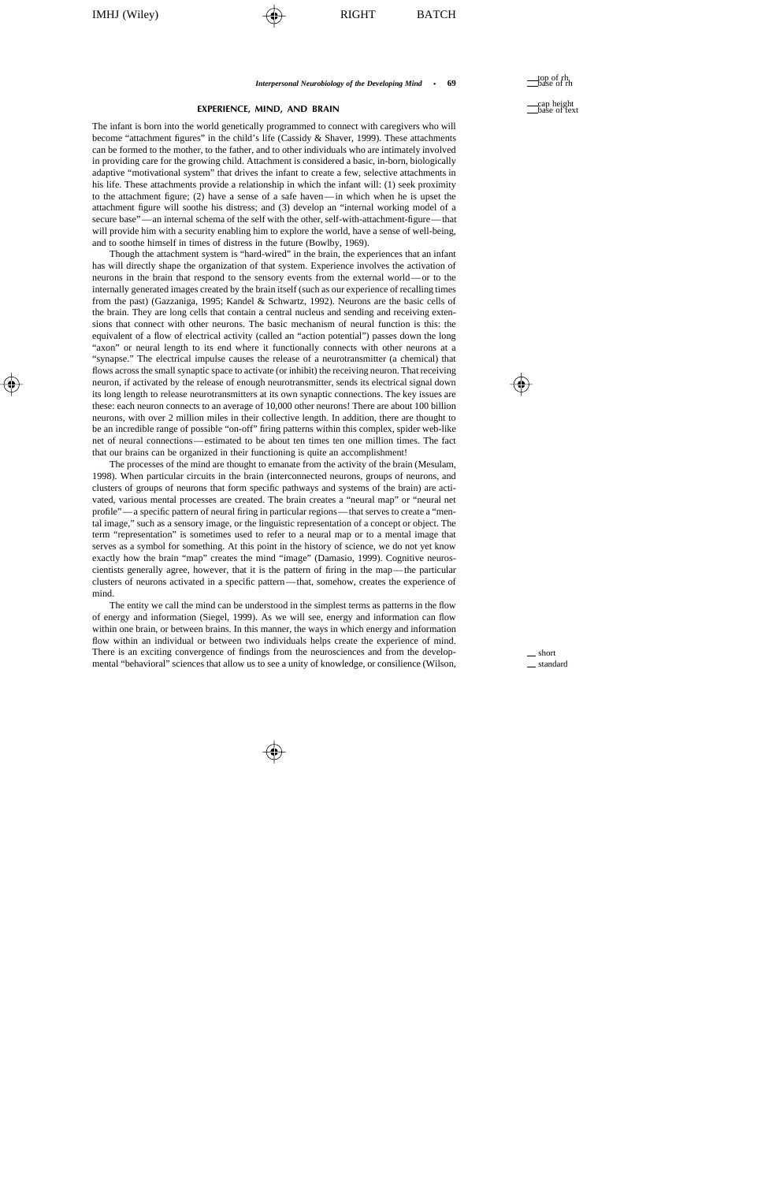## EXPERIENCE, MIND, AND BRAIN

The infant is born into the world genetically programmed to connect with caregivers who will become "attachment figures" in the child's life (Cassidy & Shaver, 1999). These attachments can be formed to the mother, to the father, and to other individuals who are intimately involved in providing care for the growing child. Attachment is considered a basic, in-born, biologically adaptive "motivational system" that drives the infant to create a few, selective attachments in his life. These attachments provide a relationship in which the infant will: (1) seek proximity to the attachment figure; (2) have a sense of a safe haven—in which when he is upset the attachment figure will soothe his distress; and (3) develop an "internal working model of a secure base"—an internal schema of the self with the other, self-with-attachment-figure—that will provide him with a security enabling him to explore the world, have a sense of well-being, and to soothe himself in times of distress in the future (Bowlby, 1969).

Though the attachment system is "hard-wired" in the brain, the experiences that an infant has will directly shape the organization of that system. Experience involves the activation of neurons in the brain that respond to the sensory events from the external world—or to the internally generated images created by the brain itself (such as our experience of recalling times from the past) (Gazzaniga, 1995; Kandel & Schwartz, 1992). Neurons are the basic cells of the brain. They are long cells that contain a central nucleus and sending and receiving extensions that connect with other neurons. The basic mechanism of neural function is this: the equivalent of a flow of electrical activity (called an "action potential") passes down the long "axon" or neural length to its end where it functionally connects with other neurons at a "synapse." The electrical impulse causes the release of a neurotransmitter (a chemical) that flows across the small synaptic space to activate (or inhibit) the receiving neuron. That receiving neuron, if activated by the release of enough neurotransmitter, sends its electrical signal down its long length to release neurotransmitters at its own synaptic connections. The key issues are these: each neuron connects to an average of 10,000 other neurons! There are about 100 billion neurons, with over 2 million miles in their collective length. In addition, there are thought to be an incredible range of possible "on-off" firing patterns within this complex, spider web-like net of neural connections—estimated to be about ten times ten one million times. The fact that our brains can be organized in their functioning is quite an accomplishment!

The processes of the mind are thought to emanate from the activity of the brain (Mesulam, 1998). When particular circuits in the brain (interconnected neurons, groups of neurons, and clusters of groups of neurons that form specific pathways and systems of the brain) are activated, various mental processes are created. The brain creates a "neural map" or "neural net profile"—a specific pattern of neural firing in particular regions—that serves to create a "mental image," such as a sensory image, or the linguistic representation of a concept or object. The term "representation" is sometimes used to refer to a neural map or to a mental image that serves as a symbol for something. At this point in the history of science, we do not yet know exactly how the brain "map" creates the mind "image" (Damasio, 1999). Cognitive neuroscientists generally agree, however, that it is the pattern of firing in the map—the particular clusters of neurons activated in a specific pattern—that, somehow, creates the experience of mind.

The entity we call the mind can be understood in the simplest terms as patterns in the flow of energy and information (Siegel, 1999). As we will see, energy and information can flow within one brain, or between brains. In this manner, the ways in which energy and information flow within an individual or between two individuals helps create the experience of mind. There is an exciting convergence of findings from the neurosciences and from the developmental "behavioral" sciences that allow us to see a unity of knowledge, or consilience (Wilson,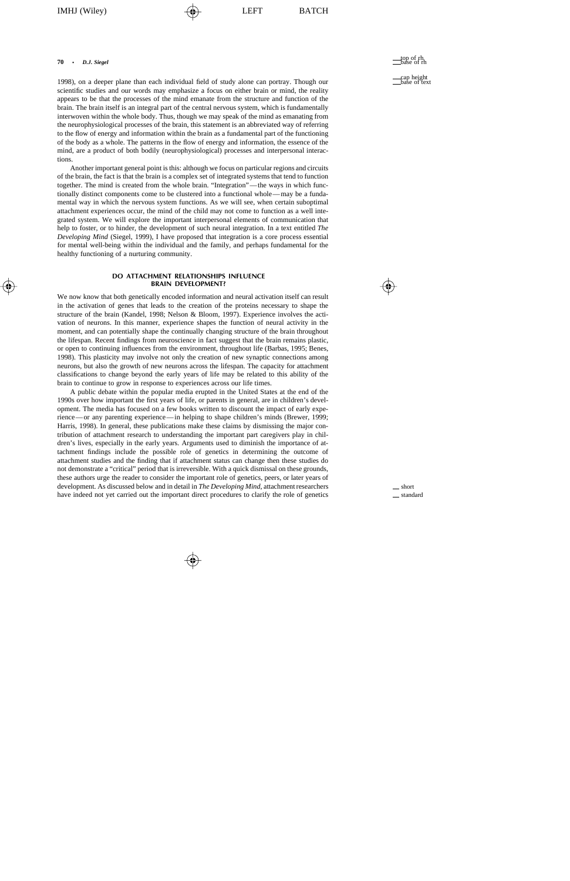1998), on a deeper plane than each individual field of study alone can portray. Though our scientific studies and our words may emphasize a focus on either brain or mind, the reality appears to be that the processes of the mind emanate from the structure and function of the brain. The brain itself is an integral part of the central nervous system, which is fundamentally interwoven within the whole body. Thus, though we may speak of the mind as emanating from the neurophysiological processes of the brain, this statement is an abbreviated way of referring to the flow of energy and information within the brain as a fundamental part of the functioning of the body as a whole. The patterns in the flow of energy and information, the essence of the mind, are a product of both bodily (neurophysiological) processes and interpersonal interactions.

Another important general point is this: although we focus on particular regions and circuits of the brain, the fact is that the brain is a complex set of integrated systems that tend to function together. The mind is created from the whole brain. "Integration"—the ways in which functionally distinct components come to be clustered into a functional whole—may be a fundamental way in which the nervous system functions. As we will see, when certain suboptimal attachment experiences occur, the mind of the child may not come to function as a well integrated system. We will explore the important interpersonal elements of communication that help to foster, or to hinder, the development of such neural integration. In a text entitled *The Developing Mind* (Siegel, 1999), I have proposed that integration is a core process essential for mental well-being within the individual and the family, and perhaps fundamental for the healthy functioning of a nurturing community.

## DO ATTACHMENT RELATIONSHIPS INFLUENCE BRAIN DEVELOPMENT?

We now know that both genetically encoded information and neural activation itself can result in the activation of genes that leads to the creation of the proteins necessary to shape the structure of the brain (Kandel, 1998; Nelson & Bloom, 1997). Experience involves the activation of neurons. In this manner, experience shapes the function of neural activity in the moment, and can potentially shape the continually changing structure of the brain throughout the lifespan. Recent findings from neuroscience in fact suggest that the brain remains plastic, or open to continuing influences from the environment, throughout life (Barbas, 1995; Benes, 1998). This plasticity may involve not only the creation of new synaptic connections among neurons, but also the growth of new neurons across the lifespan. The capacity for attachment classifications to change beyond the early years of life may be related to this ability of the brain to continue to grow in response to experiences across our life times.

A public debate within the popular media erupted in the United States at the end of the 1990s over how important the first years of life, or parents in general, are in children's development. The media has focused on a few books written to discount the impact of early experience—or any parenting experience—in helping to shape children's minds (Brewer, 1999; Harris, 1998). In general, these publications make these claims by dismissing the major contribution of attachment research to understanding the important part caregivers play in children's lives, especially in the early years. Arguments used to diminish the importance of attachment findings include the possible role of genetics in determining the outcome of attachment studies and the finding that if attachment status can change then these studies do not demonstrate a "critical" period that is irreversible. With a quick dismissal on these grounds, these authors urge the reader to consider the important role of genetics, peers, or later years of development. As discussed below and in detail in *The Developing Mind*, attachment researchers have indeed not yet carried out the important direct procedures to clarify the role of genetics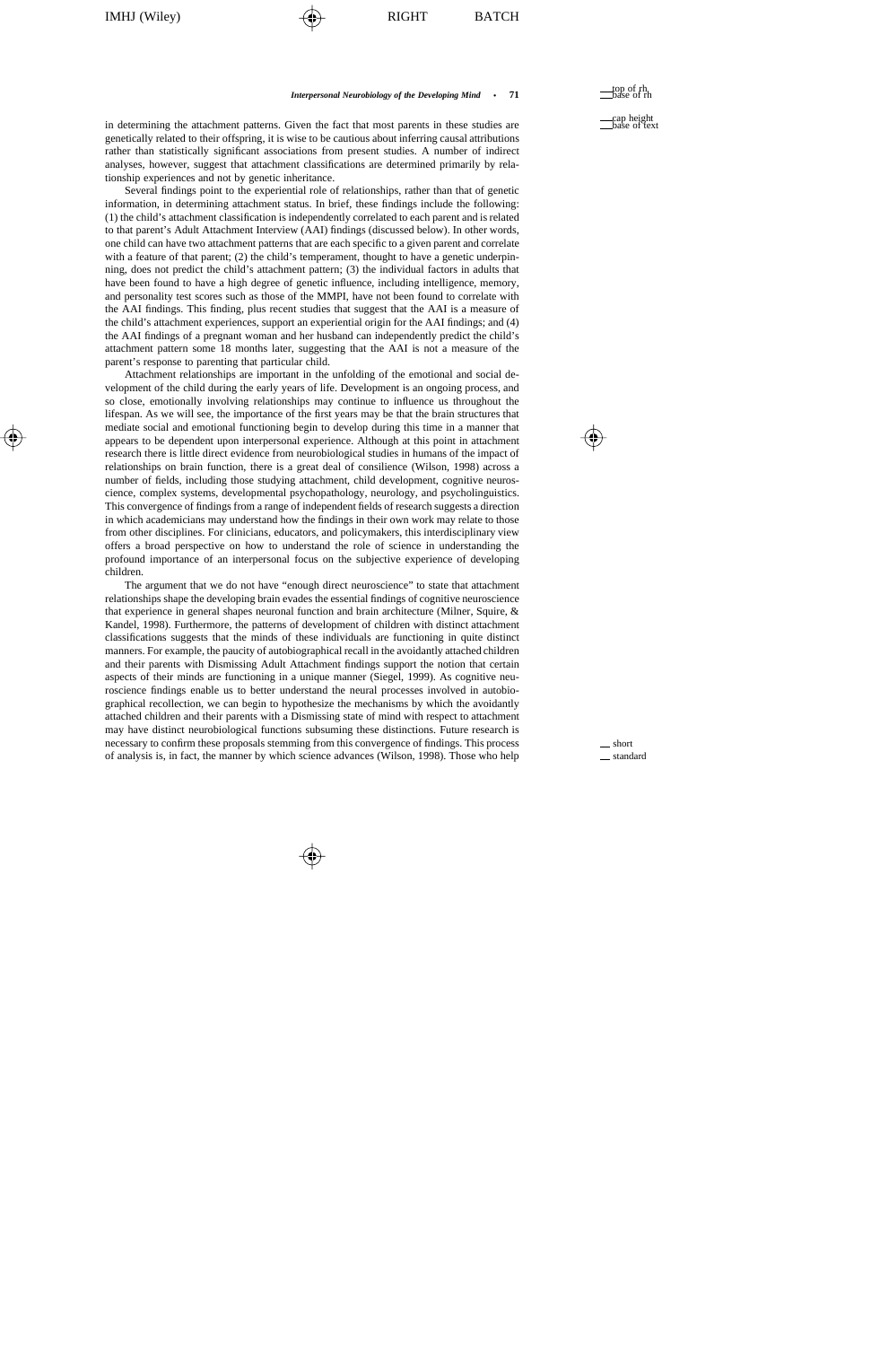in determining the attachment patterns. Given the fact that most parents in these studies are genetically related to their offspring, it is wise to be cautious about inferring causal attributions rather than statistically significant associations from present studies. A number of indirect analyses, however, suggest that attachment classifications are determined primarily by relationship experiences and not by genetic inheritance.

Several findings point to the experiential role of relationships, rather than that of genetic information, in determining attachment status. In brief, these findings include the following: (1) the child's attachment classification is independently correlated to each parent and is related to that parent's Adult Attachment Interview (AAI) findings (discussed below). In other words, one child can have two attachment patterns that are each specific to a given parent and correlate with a feature of that parent; (2) the child's temperament, thought to have a genetic underpinning, does not predict the child's attachment pattern; (3) the individual factors in adults that have been found to have a high degree of genetic influence, including intelligence, memory, and personality test scores such as those of the MMPI, have not been found to correlate with the AAI findings. This finding, plus recent studies that suggest that the AAI is a measure of the child's attachment experiences, support an experiential origin for the AAI findings; and (4) the AAI findings of a pregnant woman and her husband can independently predict the child's attachment pattern some 18 months later, suggesting that the AAI is not a measure of the parent's response to parenting that particular child.

Attachment relationships are important in the unfolding of the emotional and social development of the child during the early years of life. Development is an ongoing process, and so close, emotionally involving relationships may continue to influence us throughout the lifespan. As we will see, the importance of the first years may be that the brain structures that mediate social and emotional functioning begin to develop during this time in a manner that appears to be dependent upon interpersonal experience. Although at this point in attachment research there is little direct evidence from neurobiological studies in humans of the impact of relationships on brain function, there is a great deal of consilience (Wilson, 1998) across a number of fields, including those studying attachment, child development, cognitive neuroscience, complex systems, developmental psychopathology, neurology, and psycholinguistics. This convergence of findings from a range of independent fields of research suggests a direction in which academicians may understand how the findings in their own work may relate to those from other disciplines. For clinicians, educators, and policymakers, this interdisciplinary view offers a broad perspective on how to understand the role of science in understanding the profound importance of an interpersonal focus on the subjective experience of developing children.

The argument that we do not have "enough direct neuroscience" to state that attachment relationships shape the developing brain evades the essential findings of cognitive neuroscience that experience in general shapes neuronal function and brain architecture (Milner, Squire, & Kandel, 1998). Furthermore, the patterns of development of children with distinct attachment classifications suggests that the minds of these individuals are functioning in quite distinct manners. For example, the paucity of autobiographical recall in the avoidantly attached children and their parents with Dismissing Adult Attachment findings support the notion that certain aspects of their minds are functioning in a unique manner (Siegel, 1999). As cognitive neuroscience findings enable us to better understand the neural processes involved in autobiographical recollection, we can begin to hypothesize the mechanisms by which the avoidantly attached children and their parents with a Dismissing state of mind with respect to attachment may have distinct neurobiological functions subsuming these distinctions. Future research is necessary to confirm these proposals stemming from this convergence of findings. This process of analysis is, in fact, the manner by which science advances (Wilson, 1998). Those who help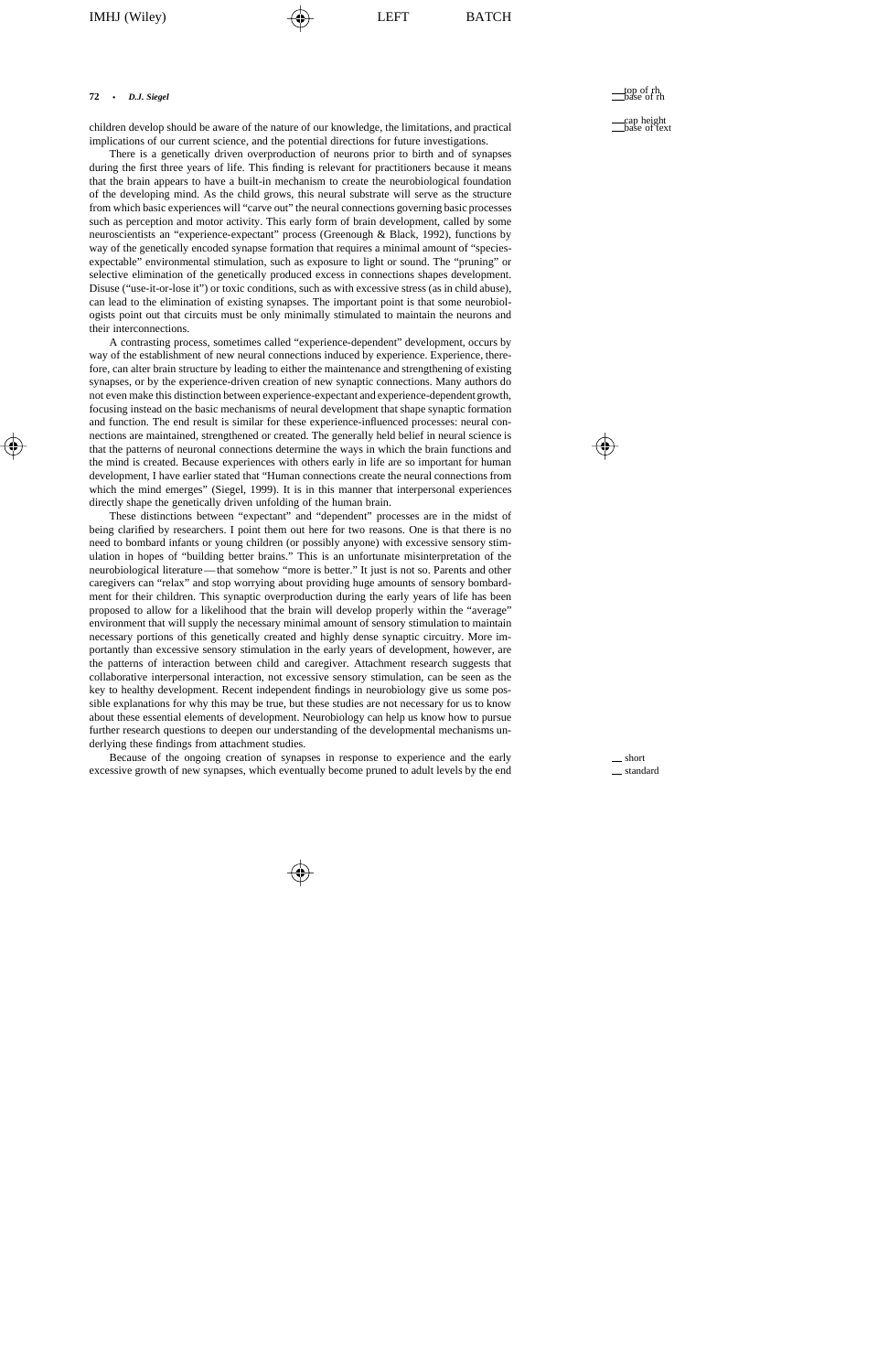children develop should be aware of the nature of our knowledge, the limitations, and practical implications of our current science, and the potential directions for future investigations.

There is a genetically driven overproduction of neurons prior to birth and of synapses during the first three years of life. This finding is relevant for practitioners because it means that the brain appears to have a built-in mechanism to create the neurobiological foundation of the developing mind. As the child grows, this neural substrate will serve as the structure from which basic experiences will "carve out" the neural connections governing basic processes such as perception and motor activity. This early form of brain development, called by some neuroscientists an "experience-expectant" process (Greenough & Black, 1992), functions by way of the genetically encoded synapse formation that requires a minimal amount of "species-expectable" environmental stimulation, such as exposure to light or sound. The "pruning" or selective elimination of the genetically produced excess in connections shapes development. Disuse ("use-it-or-lose it") or toxic conditions, such as with excessive stress (as in child abuse), can lead to the elimination of existing synapses. The important point is that some neurobiologists point out that circuits must be only minimally stimulated to maintain the neurons and their interconnections.

A contrasting process, sometimes called "experience-dependent" development, occurs by way of the establishment of new neural connections induced by experience. Experience, therefore, can alter brain structure by leading to either the maintenance and strengthening of existing synapses, or by the experience-driven creation of new synaptic connections. Many authors do not even make this distinction between experience-expectant and experience-dependent growth, focusing instead on the basic mechanisms of neural development that shape synaptic formation and function. The end result is similar for these experience-influenced processes: neural connections are maintained, strengthened or created. The generally held belief in neural science is that the patterns of neuronal connections determine the ways in which the brain functions and the mind is created. Because experiences with others early in life are so important for human development, I have earlier stated that "Human connections create the neural connections from which the mind emerges" (Siegel, 1999). It is in this manner that interpersonal experiences directly shape the genetically driven unfolding of the human brain.

These distinctions between "expectant" and "dependent" processes are in the midst of being clarified by researchers. I point them out here for two reasons. One is that there is no need to bombard infants or young children (or possibly anyone) with excessive sensory stimulation in hopes of "building better brains." This is an unfortunate misinterpretation of the neurobiological literature—that somehow "more is better." It just is not so. Parents and other caregivers can "relax" and stop worrying about providing huge amounts of sensory bombardment for their children. This synaptic overproduction during the early years of life has been proposed to allow for a likelihood that the brain will develop properly within the "average" environment that will supply the necessary minimal amount of sensory stimulation to maintain necessary portions of this genetically created and highly dense synaptic circuitry. More importantly than excessive sensory stimulation in the early years of development, however, are the patterns of interaction between child and caregiver. Attachment research suggests that collaborative interpersonal interaction, not excessive sensory stimulation, can be seen as the key to healthy development. Recent independent findings in neurobiology give us some possible explanations for why this may be true, but these studies are not necessary for us to know about these essential elements of development. Neurobiology can help us know how to pursue further research questions to deepen our understanding of the developmental mechanisms underlying these findings from attachment studies.

Because of the ongoing creation of synapses in response to experience and the early excessive growth of new synapses, which eventually become pruned to adult levels by the end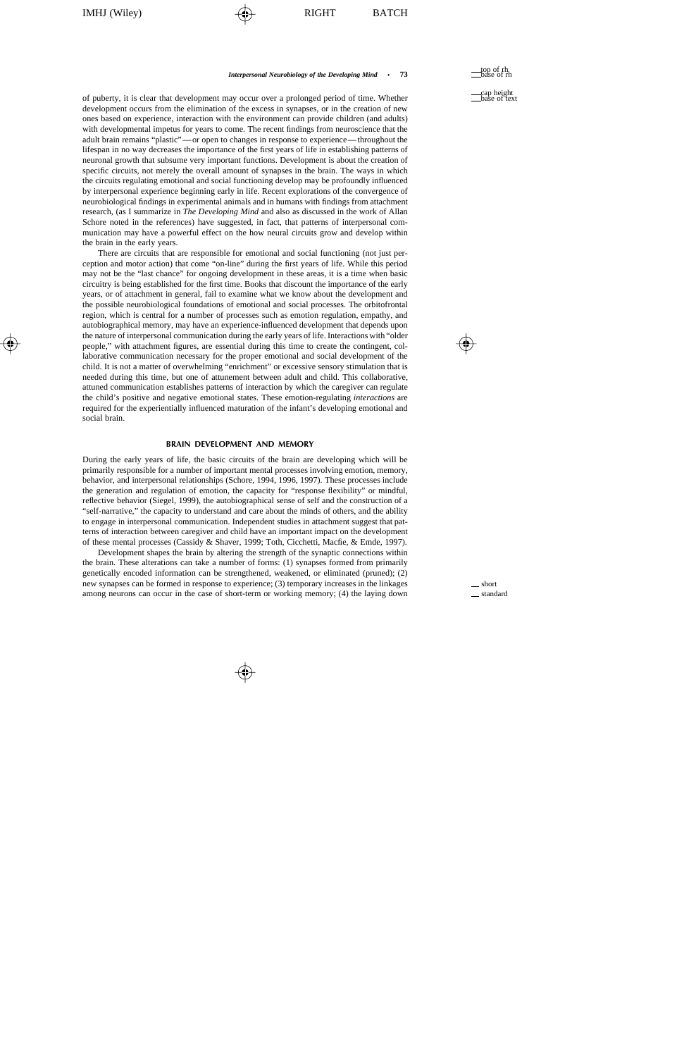of puberty, it is clear that development may occur over a prolonged period of time. Whether development occurs from the elimination of the excess in synapses, or in the creation of new ones based on experience, interaction with the environment can provide children (and adults) with developmental impetus for years to come. The recent findings from neuroscience that the adult brain remains "plastic"—or open to changes in response to experience—throughout the lifespan in no way decreases the importance of the first years of life in establishing patterns of neuronal growth that subsume very important functions. Development is about the creation of specific circuits, not merely the overall amount of synapses in the brain. The ways in which the circuits regulating emotional and social functioning develop may be profoundly influenced by interpersonal experience beginning early in life. Recent explorations of the convergence of neurobiological findings in experimental animals and in humans with findings from attachment research, (as I summarize in *The Developing Mind* and also as discussed in the work of Allan Schore noted in the references) have suggested, in fact, that patterns of interpersonal communication may have a powerful effect on the how neural circuits grow and develop within the brain in the early years.

There are circuits that are responsible for emotional and social functioning (not just perception and motor action) that come "on-line" during the first years of life. While this period may not be the "last chance" for ongoing development in these areas, it is a time when basic circuitry is being established for the first time. Books that discount the importance of the early years, or of attachment in general, fail to examine what we know about the development and the possible neurobiological foundations of emotional and social processes. The orbitofrontal region, which is central for a number of processes such as emotion regulation, empathy, and autobiographical memory, may have an experience-influenced development that depends upon the nature of interpersonal communication during the early years of life. Interactions with "older people," with attachment figures, are essential during this time to create the contingent, collaborative communication necessary for the proper emotional and social development of the child. It is not a matter of overwhelming "enrichment" or excessive sensory stimulation that is needed during this time, but one of attunement between adult and child. This collaborative, attuned communication establishes patterns of interaction by which the caregiver can regulate the child's positive and negative emotional states. These emotion-regulating *interactions* are required for the experientially influenced maturation of the infant's developing emotional and social brain.

## BRAIN DEVELOPMENT AND MEMORY

During the early years of life, the basic circuits of the brain are developing which will be primarily responsible for a number of important mental processes involving emotion, memory, behavior, and interpersonal relationships (Schore, 1994, 1996, 1997). These processes include the generation and regulation of emotion, the capacity for "response flexibility" or mindful, reflective behavior (Siegel, 1999), the autobiographical sense of self and the construction of a "self-narrative," the capacity to understand and care about the minds of others, and the ability to engage in interpersonal communication. Independent studies in attachment suggest that patterns of interaction between caregiver and child have an important impact on the development of these mental processes (Cassidy & Shaver, 1999; Toth, Cicchetti, Macfie, & Emde, 1997).

Development shapes the brain by altering the strength of the synaptic connections within the brain. These alterations can take a number of forms: (1) synapses formed from primarily genetically encoded information can be strengthened, weakened, or eliminated (pruned); (2) new synapses can be formed in response to experience; (3) temporary increases in the linkages among neurons can occur in the case of short-term or working memory; (4) the laying down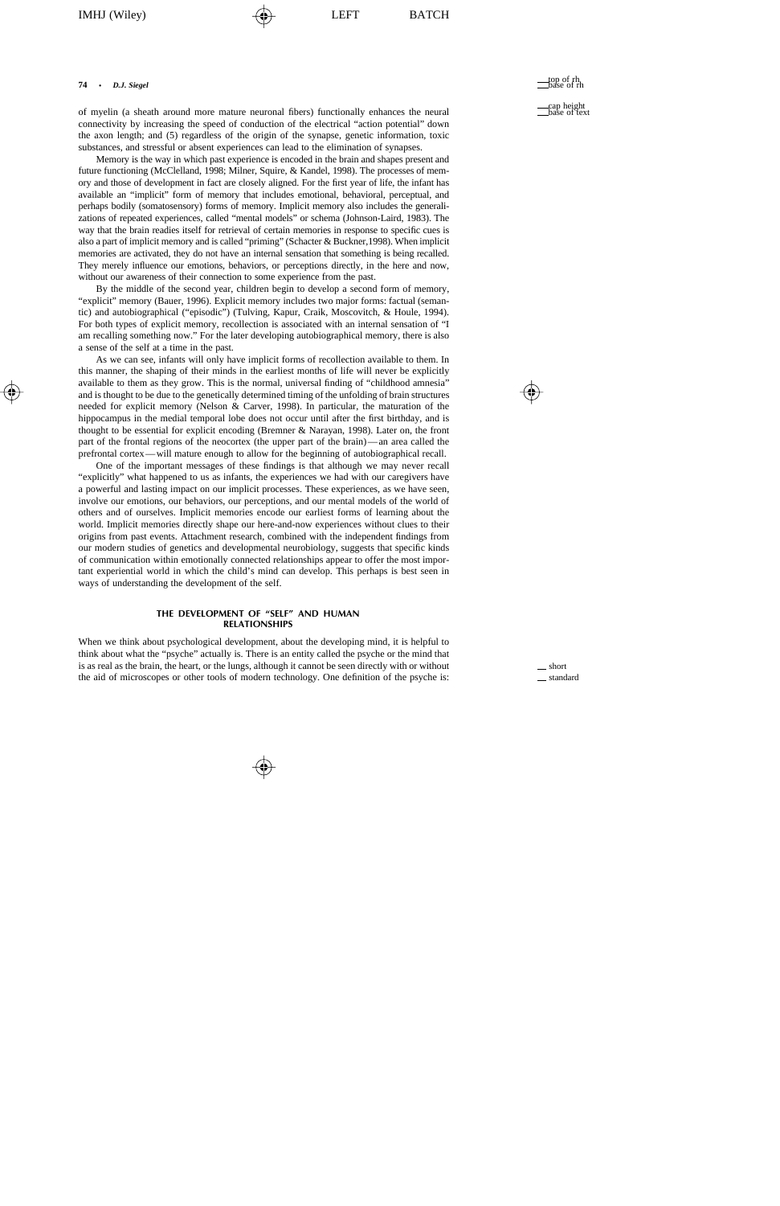of myelin (a sheath around more mature neuronal fibers) functionally enhances the neural connectivity by increasing the speed of conduction of the electrical "action potential" down the axon length; and (5) regardless of the origin of the synapse, genetic information, toxic substances, and stressful or absent experiences can lead to the elimination of synapses.

Memory is the way in which past experience is encoded in the brain and shapes present and future functioning (McClelland, 1998; Milner, Squire, & Kandel, 1998). The processes of memory and those of development in fact are closely aligned. For the first year of life, the infant has available an "implicit" form of memory that includes emotional, behavioral, perceptual, and perhaps bodily (somatosensory) forms of memory. Implicit memory also includes the generalizations of repeated experiences, called "mental models" or schema (Johnson-Laird, 1983). The way that the brain readies itself for retrieval of certain memories in response to specific cues is also a part of implicit memory and is called "priming" (Schacter & Buckner,1998). When implicit memories are activated, they do not have an internal sensation that something is being recalled. They merely influence our emotions, behaviors, or perceptions directly, in the here and now, without our awareness of their connection to some experience from the past.

By the middle of the second year, children begin to develop a second form of memory, "explicit" memory (Bauer, 1996). Explicit memory includes two major forms: factual (semantic) and autobiographical ("episodic") (Tulving, Kapur, Craik, Moscovitch, & Houle, 1994). For both types of explicit memory, recollection is associated with an internal sensation of "I am recalling something now." For the later developing autobiographical memory, there is also a sense of the self at a time in the past.

As we can see, infants will only have implicit forms of recollection available to them. In this manner, the shaping of their minds in the earliest months of life will never be explicitly available to them as they grow. This is the normal, universal finding of "childhood amnesia" and is thought to be due to the genetically determined timing of the unfolding of brain structures needed for explicit memory (Nelson & Carver, 1998). In particular, the maturation of the hippocampus in the medial temporal lobe does not occur until after the first birthday, and is thought to be essential for explicit encoding (Bremner & Narayan, 1998). Later on, the front part of the frontal regions of the neocortex (the upper part of the brain)—an area called the prefrontal cortex—will mature enough to allow for the beginning of autobiographical recall.

One of the important messages of these findings is that although we may never recall "explicitly" what happened to us as infants, the experiences we had with our caregivers have a powerful and lasting impact on our implicit processes. These experiences, as we have seen, involve our emotions, our behaviors, our perceptions, and our mental models of the world of others and of ourselves. Implicit memories encode our earliest forms of learning about the world. Implicit memories directly shape our here-and-now experiences without clues to their origins from past events. Attachment research, combined with the independent findings from our modern studies of genetics and developmental neurobiology, suggests that specific kinds of communication within emotionally connected relationships appear to offer the most important experiential world in which the child's mind can develop. This perhaps is best seen in ways of understanding the development of the self.

## THE DEVELOPMENT OF "SELF" AND HUMAN RELATIONSHIPS

When we think about psychological development, about the developing mind, it is helpful to think about what the "psyche" actually is. There is an entity called the psyche or the mind that is as real as the brain, the heart, or the lungs, although it cannot be seen directly with or without the aid of microscopes or other tools of modern technology. One definition of the psyche is: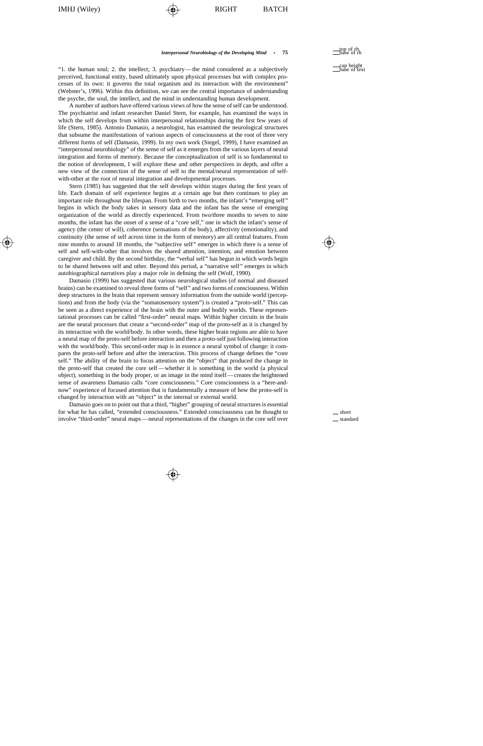"1. the human soul; 2. the intellect; 3. psychiatry—the mind considered as a subjectively perceived, functional entity, based ultimately upon physical processes but with complex processes of its own: it governs the total organism and its interaction with the environment" (Webster's, 1996). Within this definition, we can see the central importance of understanding the psyche, the soul, the intellect, and the mind in understanding human development.

A number of authors have offered various views of how the sense of self can be understood. The psychiatrist and infant researcher Daniel Stern, for example, has examined the ways in which the self develops from within interpersonal relationships during the first few years of life (Stern, 1985). Antonio Damasio, a neurologist, has examined the neurological structures that subsume the manifestations of various aspects of consciousness at the root of three very different forms of self (Damasio, 1999). In my own work (Siegel, 1999), I have examined an "interpersonal neurobiology" of the sense of self as it emerges from the various layers of neural integration and forms of memory. Because the conceptualization of self is so fundamental to the notion of development, I will explore these and other perspectives in depth, and offer a new view of the connection of the sense of self to the mental/neural representation of self-with-other at the root of neural integration and developmental processes.

Stern (1985) has suggested that the self develops within stages during the first years of life. Each domain of self experience begins at a certain age but then continues to play an important role throughout the lifespan. From birth to two months, the infant's "emerging self" begins in which the body takes in sensory data and the infant has the sense of emerging organization of the world as directly experienced. From two/three months to seven to nine months, the infant has the onset of a sense of a "core self," one in which the infant's sense of agency (the center of will), coherence (sensations of the body), affectivity (emotionality), and continuity (the sense of self across time in the form of memory) are all central features. From nine months to around 18 months, the "subjective self" emerges in which there is a sense of self and self-with-other that involves the shared attention, intention, and emotion between caregiver and child. By the second birthday, the "verbal self" has begun in which words begin to be shared between self and other. Beyond this period, a "narrative self" emerges in which autobiographical narratives play a major role in defining the self (Wolf, 1990).

Damasio (1999) has suggested that various neurological studies (of normal and diseased brains) can be examined to reveal three forms of "self" and two forms of consciousness. Within deep structures in the brain that represent sensory information from the outside world (perceptions) and from the body (via the "somatosensory system") is created a "proto-self." This can be seen as a direct experience of the brain with the outer and bodily worlds. These representational processes can be called "first-order" neural maps. Within higher circuits in the brain are the neural processes that create a "second-order" map of the proto-self as it is changed by its interaction with the world/body. In other words, these higher brain regions are able to have a neural map of the proto-self before interaction and then a proto-self just following interaction with the world/body. This second-order map is in essence a neural symbol of change: it compares the proto-self before and after the interaction. This process of change defines the "core self." The ability of the brain to focus attention on the "object" that produced the change in the proto-self that created the core self—whether it is something in the world (a physical object), something in the body proper, or an image in the mind itself—creates the heightened sense of awareness Damasio calls "core consciousness." Core consciousness is a "here-and-now" experience of focused attention that is fundamentally a measure of how the proto-self is changed by interaction with an "object" in the internal or external world.

Damasio goes on to point out that a third, "higher" grouping of neural structures is essential for what he has called, "extended consciousness." Extended consciousness can be thought to involve "third-order" neural maps—neural representations of the changes in the core self over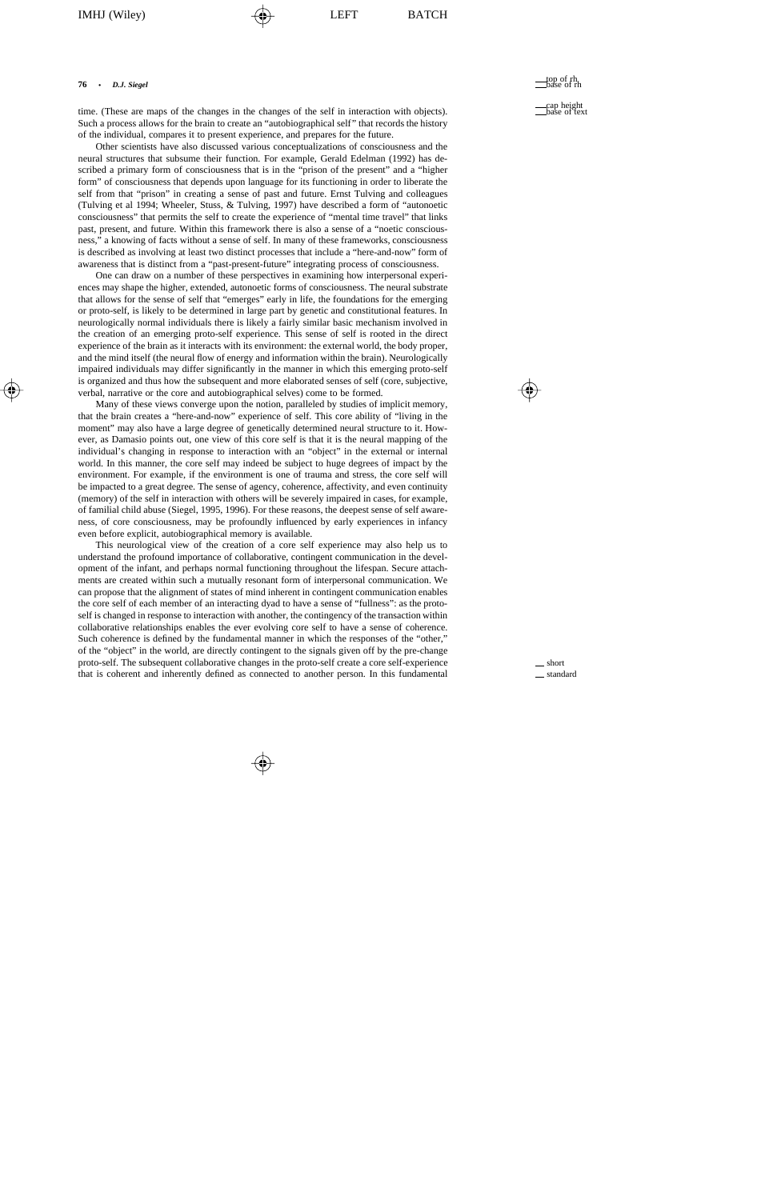time. (These are maps of the changes in the changes of the self in interaction with objects). Such a process allows for the brain to create an "autobiographical self" that records the history of the individual, compares it to present experience, and prepares for the future.

Other scientists have also discussed various conceptualizations of consciousness and the neural structures that subsume their function. For example, Gerald Edelman (1992) has described a primary form of consciousness that is in the "prison of the present" and a "higher form" of consciousness that depends upon language for its functioning in order to liberate the self from that "prison" in creating a sense of past and future. Ernst Tulving and colleagues (Tulving et al 1994; Wheeler, Stuss, & Tulving, 1997) have described a form of "autonoetic consciousness" that permits the self to create the experience of "mental time travel" that links past, present, and future. Within this framework there is also a sense of a "noetic consciousness," a knowing of facts without a sense of self. In many of these frameworks, consciousness is described as involving at least two distinct processes that include a "here-and-now" form of awareness that is distinct from a "past-present-future" integrating process of consciousness.

One can draw on a number of these perspectives in examining how interpersonal experiences may shape the higher, extended, autonoetic forms of consciousness. The neural substrate that allows for the sense of self that "emerges" early in life, the foundations for the emerging or proto-self, is likely to be determined in large part by genetic and constitutional features. In neurologically normal individuals there is likely a fairly similar basic mechanism involved in the creation of an emerging proto-self experience. This sense of self is rooted in the direct experience of the brain as it interacts with its environment: the external world, the body proper, and the mind itself (the neural flow of energy and information within the brain). Neurologically impaired individuals may differ significantly in the manner in which this emerging proto-self is organized and thus how the subsequent and more elaborated senses of self (core, subjective, verbal, narrative or the core and autobiographical selves) come to be formed.

Many of these views converge upon the notion, paralleled by studies of implicit memory, that the brain creates a "here-and-now" experience of self. This core ability of "living in the moment" may also have a large degree of genetically determined neural structure to it. However, as Damasio points out, one view of this core self is that it is the neural mapping of the individual's changing in response to interaction with an "object" in the external or internal world. In this manner, the core self may indeed be subject to huge degrees of impact by the environment. For example, if the environment is one of trauma and stress, the core self will be impacted to a great degree. The sense of agency, coherence, affectivity, and even continuity (memory) of the self in interaction with others will be severely impaired in cases, for example, of familial child abuse (Siegel, 1995, 1996). For these reasons, the deepest sense of self awareness, of core consciousness, may be profoundly influenced by early experiences in infancy even before explicit, autobiographical memory is available.

This neurological view of the creation of a core self experience may also help us to understand the profound importance of collaborative, contingent communication in the development of the infant, and perhaps normal functioning throughout the lifespan. Secure attachments are created within such a mutually resonant form of interpersonal communication. We can propose that the alignment of states of mind inherent in contingent communication enables the core self of each member of an interacting dyad to have a sense of "fullness": as the proto-self is changed in response to interaction with another, the contingency of the transaction within collaborative relationships enables the ever evolving core self to have a sense of coherence. Such coherence is defined by the fundamental manner in which the responses of the "other," of the "object" in the world, are directly contingent to the signals given off by the pre-change proto-self. The subsequent collaborative changes in the proto-self create a core self-experience that is coherent and inherently defined as connected to another person. In this fundamental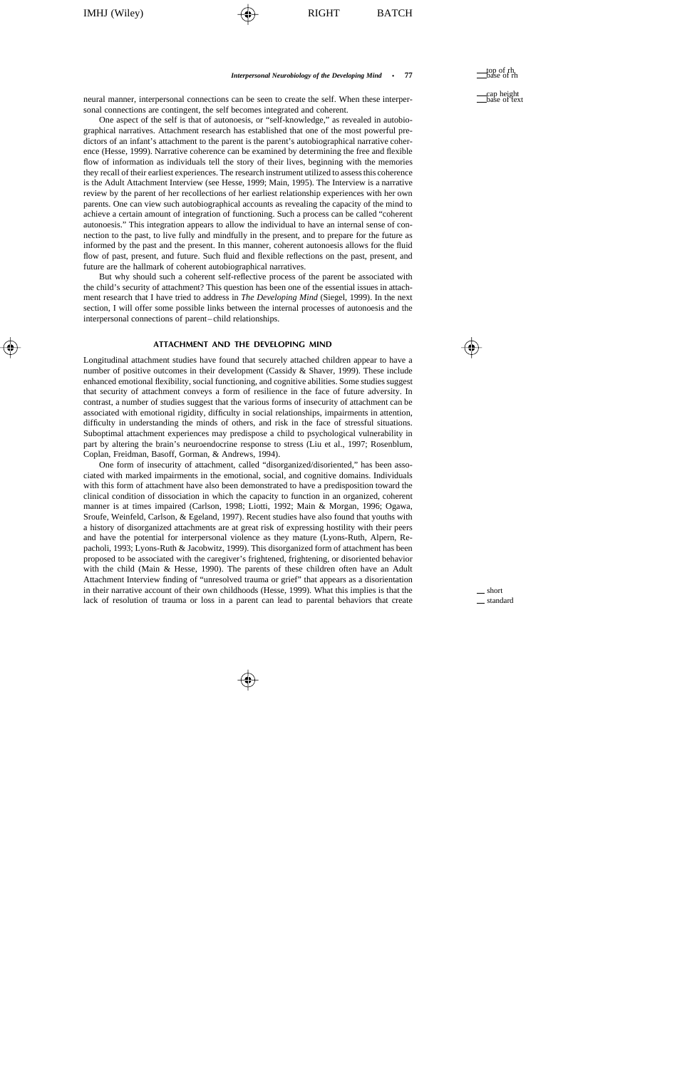neural manner, interpersonal connections can be seen to create the self. When these interpersonal connections are contingent, the self becomes integrated and coherent.

One aspect of the self is that of autonoesis, or "self-knowledge," as revealed in autobiographical narratives. Attachment research has established that one of the most powerful predictors of an infant's attachment to the parent is the parent's autobiographical narrative coherence (Hesse, 1999). Narrative coherence can be examined by determining the free and flexible flow of information as individuals tell the story of their lives, beginning with the memories they recall of their earliest experiences. The research instrument utilized to assess this coherence is the Adult Attachment Interview (see Hesse, 1999; Main, 1995). The Interview is a narrative review by the parent of her recollections of her earliest relationship experiences with her own parents. One can view such autobiographical accounts as revealing the capacity of the mind to achieve a certain amount of integration of functioning. Such a process can be called "coherent autonoesis." This integration appears to allow the individual to have an internal sense of connection to the past, to live fully and mindfully in the present, and to prepare for the future as informed by the past and the present. In this manner, coherent autonoesis allows for the fluid flow of past, present, and future. Such fluid and flexible reflections on the past, present, and future are the hallmark of coherent autobiographical narratives.

But why should such a coherent self-reflective process of the parent be associated with the child's security of attachment? This question has been one of the essential issues in attachment research that I have tried to address in *The Developing Mind* (Siegel, 1999). In the next section, I will offer some possible links between the internal processes of autonoesis and the interpersonal connections of parent–child relationships.

## ATTACHMENT AND THE DEVELOPING MIND

Longitudinal attachment studies have found that securely attached children appear to have a number of positive outcomes in their development (Cassidy & Shaver, 1999). These include enhanced emotional flexibility, social functioning, and cognitive abilities. Some studies suggest that security of attachment conveys a form of resilience in the face of future adversity. In contrast, a number of studies suggest that the various forms of insecurity of attachment can be associated with emotional rigidity, difficulty in social relationships, impairments in attention, difficulty in understanding the minds of others, and risk in the face of stressful situations. Suboptimal attachment experiences may predispose a child to psychological vulnerability in part by altering the brain's neuroendocrine response to stress (Liu et al., 1997; Rosenblum, Coplan, Freidman, Basoff, Gorman, & Andrews, 1994).

One form of insecurity of attachment, called "disorganized/disoriented," has been associated with marked impairments in the emotional, social, and cognitive domains. Individuals with this form of attachment have also been demonstrated to have a predisposition toward the clinical condition of dissociation in which the capacity to function in an organized, coherent manner is at times impaired (Carlson, 1998; Liotti, 1992; Main & Morgan, 1996; Ogawa, Sroufe, Weinfeld, Carlson, & Egeland, 1997). Recent studies have also found that youths with a history of disorganized attachments are at great risk of expressing hostility with their peers and have the potential for interpersonal violence as they mature (Lyons-Ruth, Alpern, Repacholi, 1993; Lyons-Ruth & Jacobwitz, 1999). This disorganized form of attachment has been proposed to be associated with the caregiver's frightened, frightening, or disoriented behavior with the child (Main & Hesse, 1990). The parents of these children often have an Adult Attachment Interview finding of "unresolved trauma or grief" that appears as a disorientation in their narrative account of their own childhoods (Hesse, 1999). What this implies is that the lack of resolution of trauma or loss in a parent can lead to parental behaviors that create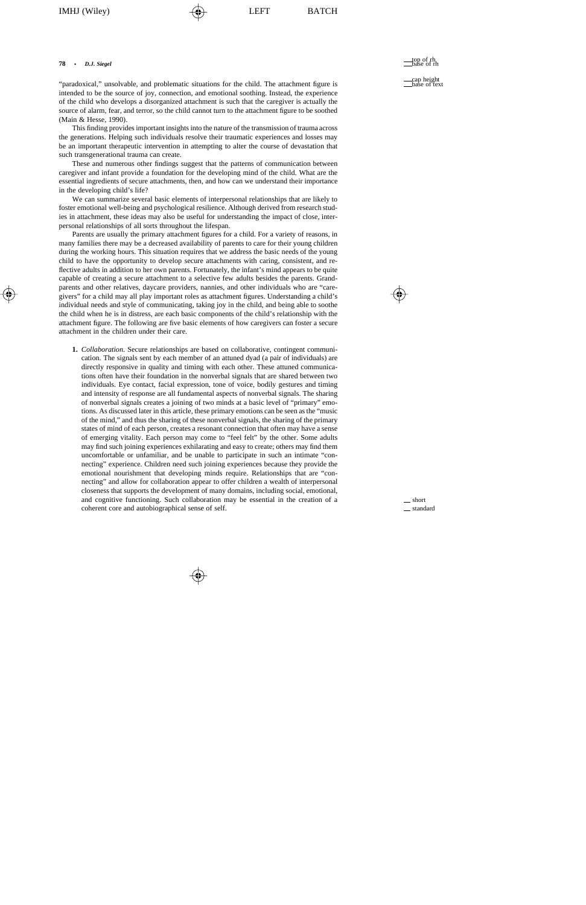"paradoxical," unsolvable, and problematic situations for the child. The attachment figure is intended to be the source of joy, connection, and emotional soothing. Instead, the experience of the child who develops a disorganized attachment is such that the caregiver is actually the source of alarm, fear, and terror, so the child cannot turn to the attachment figure to be soothed (Main & Hesse, 1990).

This finding provides important insights into the nature of the transmission of trauma across the generations. Helping such individuals resolve their traumatic experiences and losses may be an important therapeutic intervention in attempting to alter the course of devastation that such transgenerational trauma can create.

These and numerous other findings suggest that the patterns of communication between caregiver and infant provide a foundation for the developing mind of the child. What are the essential ingredients of secure attachments, then, and how can we understand their importance in the developing child's life?

We can summarize several basic elements of interpersonal relationships that are likely to foster emotional well-being and psychological resilience. Although derived from research studies in attachment, these ideas may also be useful for understanding the impact of close, interpersonal relationships of all sorts throughout the lifespan.

Parents are usually the primary attachment figures for a child. For a variety of reasons, in many families there may be a decreased availability of parents to care for their young children during the working hours. This situation requires that we address the basic needs of the young child to have the opportunity to develop secure attachments with caring, consistent, and reflective adults in addition to her own parents. Fortunately, the infant's mind appears to be quite capable of creating a secure attachment to a selective few adults besides the parents. Grandparents and other relatives, daycare providers, nannies, and other individuals who are "caregivers" for a child may all play important roles as attachment figures. Understanding a child's individual needs and style of communicating, taking joy in the child, and being able to soothe the child when he is in distress, are each basic components of the child's relationship with the attachment figure. The following are five basic elements of how caregivers can foster a secure attachment in the children under their care.

1. *Collaboration*. Secure relationships are based on collaborative, contingent communication. The signals sent by each member of an attuned dyad (a pair of individuals) are directly responsive in quality and timing with each other. These attuned communications often have their foundation in the nonverbal signals that are shared between two individuals. Eye contact, facial expression, tone of voice, bodily gestures and timing and intensity of response are all fundamental aspects of nonverbal signals. The sharing of nonverbal signals creates a joining of two minds at a basic level of "primary" emotions. As discussed later in this article, these primary emotions can be seen as the "music of the mind," and thus the sharing of these nonverbal signals, the sharing of the primary states of mind of each person, creates a resonant connection that often may have a sense of emerging vitality. Each person may come to "feel felt" by the other. Some adults may find such joining experiences exhilarating and easy to create; others may find them uncomfortable or unfamiliar, and be unable to participate in such an intimate "connecting" experience. Children need such joining experiences because they provide the emotional nourishment that developing minds require. Relationships that are "connecting" and allow for collaboration appear to offer children a wealth of interpersonal closeness that supports the development of many domains, including social, emotional, and cognitive functioning. Such collaboration may be essential in the creation of a coherent core and autobiographical sense of self.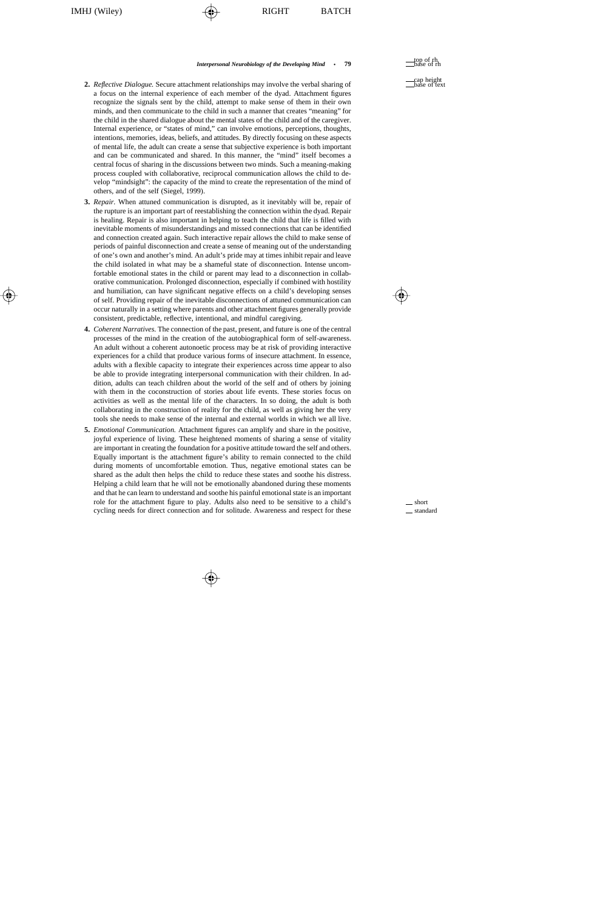2. *Reflective Dialogue.* Secure attachment relationships may involve the verbal sharing of a focus on the internal experience of each member of the dyad. Attachment figures recognize the signals sent by the child, attempt to make sense of them in their own minds, and then communicate to the child in such a manner that creates "meaning" for the child in the shared dialogue about the mental states of the child and of the caregiver. Internal experience, or "states of mind," can involve emotions, perceptions, thoughts, intentions, memories, ideas, beliefs, and attitudes. By directly focusing on these aspects of mental life, the adult can create a sense that subjective experience is both important and can be communicated and shared. In this manner, the "mind" itself becomes a central focus of sharing in the discussions between two minds. Such a meaning-making process coupled with collaborative, reciprocal communication allows the child to develop "mindsight": the capacity of the mind to create the representation of the mind of others, and of the self (Siegel, 1999).

3. *Repair.* When attuned communication is disrupted, as it inevitably will be, repair of the rupture is an important part of reestablishing the connection within the dyad. Repair is healing. Repair is also important in helping to teach the child that life is filled with inevitable moments of misunderstandings and missed connections that can be identified and connection created again. Such interactive repair allows the child to make sense of periods of painful disconnection and create a sense of meaning out of the understanding of one's own and another's mind. An adult's pride may at times inhibit repair and leave the child isolated in what may be a shameful state of disconnection. Intense uncomfortable emotional states in the child or parent may lead to a disconnection in collaborative communication. Prolonged disconnection, especially if combined with hostility and humiliation, can have significant negative effects on a child's developing senses of self. Providing repair of the inevitable disconnections of attuned communication can occur naturally in a setting where parents and other attachment figures generally provide consistent, predictable, reflective, intentional, and mindful caregiving.

4. *Coherent Narratives.* The connection of the past, present, and future is one of the central processes of the mind in the creation of the autobiographical form of self-awareness. An adult without a coherent autonoetic process may be at risk of providing interactive experiences for a child that produce various forms of insecure attachment. In essence, adults with a flexible capacity to integrate their experiences across time appear to also be able to provide integrating interpersonal communication with their children. In addition, adults can teach children about the world of the self and of others by joining with them in the coconstruction of stories about life events. These stories focus on activities as well as the mental life of the characters. In so doing, the adult is both collaborating in the construction of reality for the child, as well as giving her the very tools she needs to make sense of the internal and external worlds in which we all live.

5. *Emotional Communication.* Attachment figures can amplify and share in the positive, joyful experience of living. These heightened moments of sharing a sense of vitality are important in creating the foundation for a positive attitude toward the self and others. Equally important is the attachment figure's ability to remain connected to the child during moments of uncomfortable emotion. Thus, negative emotional states can be shared as the adult then helps the child to reduce these states and soothe his distress. Helping a child learn that he will not be emotionally abandoned during these moments and that he can learn to understand and soothe his painful emotional state is an important role for the attachment figure to play. Adults also need to be sensitive to a child's cycling needs for direct connection and for solitude. Awareness and respect for these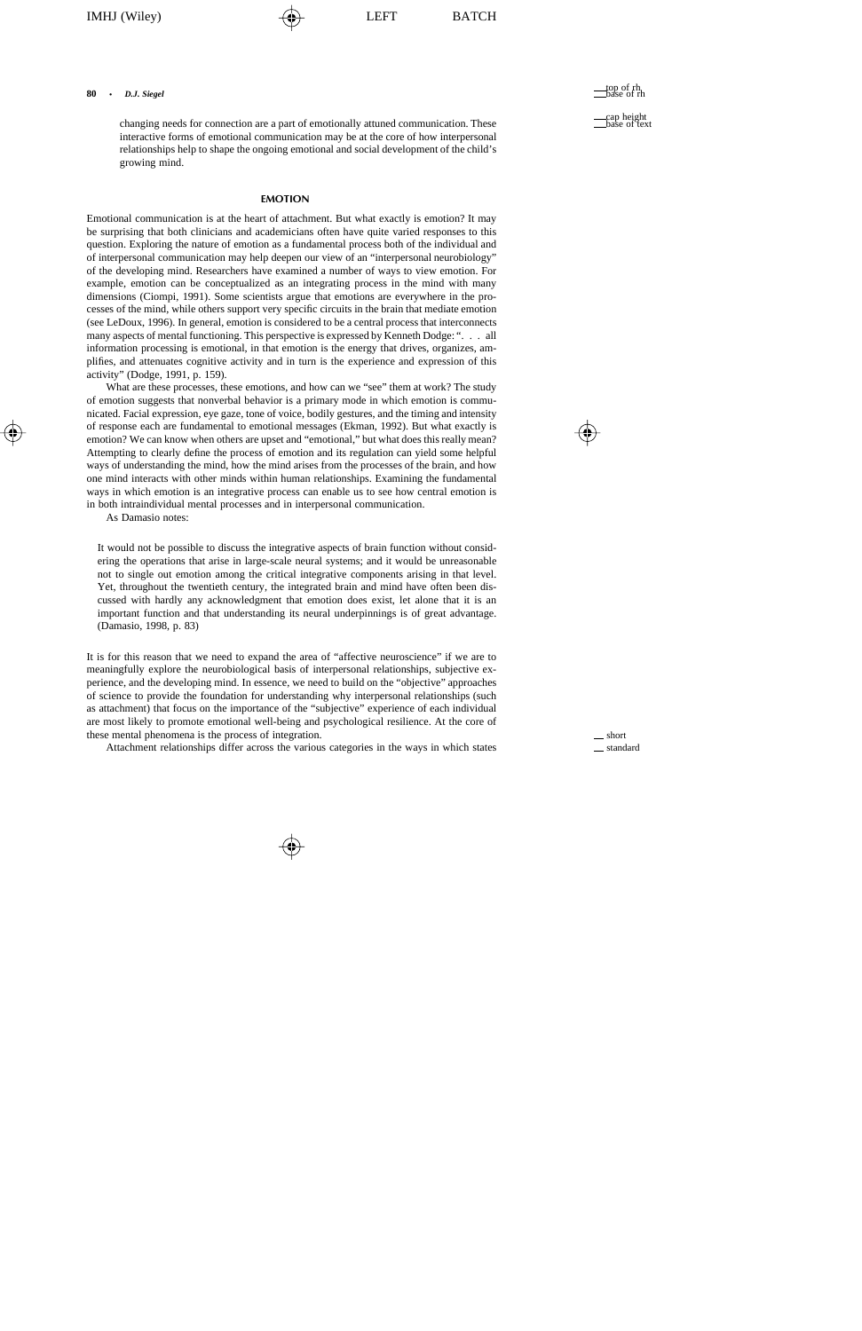changing needs for connection are a part of emotionally attuned communication. These interactive forms of emotional communication may be at the core of how interpersonal relationships help to shape the ongoing emotional and social development of the child's growing mind.

## EMOTION

Emotional communication is at the heart of attachment. But what exactly is emotion? It may be surprising that both clinicians and academicians often have quite varied responses to this question. Exploring the nature of emotion as a fundamental process both of the individual and of interpersonal communication may help deepen our view of an "interpersonal neurobiology" of the developing mind. Researchers have examined a number of ways to view emotion. For example, emotion can be conceptualized as an integrating process in the mind with many dimensions (Ciompi, 1991). Some scientists argue that emotions are everywhere in the processes of the mind, while others support very specific circuits in the brain that mediate emotion (see LeDoux, 1996). In general, emotion is considered to be a central process that interconnects many aspects of mental functioning. This perspective is expressed by Kenneth Dodge: ". . . all information processing is emotional, in that emotion is the energy that drives, organizes, amplifies, and attenuates cognitive activity and in turn is the experience and expression of this activity" (Dodge, 1991, p. 159).

What are these processes, these emotions, and how can we "see" them at work? The study of emotion suggests that nonverbal behavior is a primary mode in which emotion is communicated. Facial expression, eye gaze, tone of voice, bodily gestures, and the timing and intensity of response each are fundamental to emotional messages (Ekman, 1992). But what exactly is emotion? We can know when others are upset and "emotional," but what does this really mean? Attempting to clearly define the process of emotion and its regulation can yield some helpful ways of understanding the mind, how the mind arises from the processes of the brain, and how one mind interacts with other minds within human relationships. Examining the fundamental ways in which emotion is an integrative process can enable us to see how central emotion is in both intraindividual mental processes and in interpersonal communication.

As Damasio notes:

> It would not be possible to discuss the integrative aspects of brain function without considering the operations that arise in large-scale neural systems; and it would be unreasonable not to single out emotion among the critical integrative components arising in that level. Yet, throughout the twentieth century, the integrated brain and mind have often been discussed with hardly any acknowledgment that emotion does exist, let alone that it is an important function and that understanding its neural underpinnings is of great advantage. (Damasio, 1998, p. 83)

It is for this reason that we need to expand the area of "affective neuroscience" if we are to meaningfully explore the neurobiological basis of interpersonal relationships, subjective experience, and the developing mind. In essence, we need to build on the "objective" approaches of science to provide the foundation for understanding why interpersonal relationships (such as attachment) that focus on the importance of the "subjective" experience of each individual are most likely to promote emotional well-being and psychological resilience. At the core of these mental phenomena is the process of integration.

Attachment relationships differ across the various categories in the ways in which states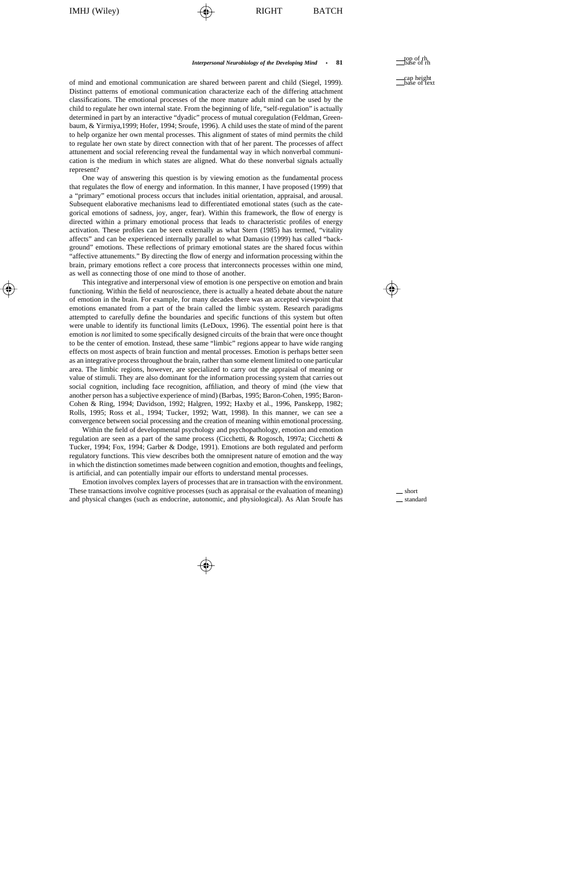of mind and emotional communication are shared between parent and child (Siegel, 1999). Distinct patterns of emotional communication characterize each of the differing attachment classifications. The emotional processes of the more mature adult mind can be used by the child to regulate her own internal state. From the beginning of life, "self-regulation" is actually determined in part by an interactive "dyadic" process of mutual coregulation (Feldman, Greenbaum, & Yirmiya,1999; Hofer, 1994; Sroufe, 1996). A child uses the state of mind of the parent to help organize her own mental processes. This alignment of states of mind permits the child to regulate her own state by direct connection with that of her parent. The processes of affect attunement and social referencing reveal the fundamental way in which nonverbal communication is the medium in which states are aligned. What do these nonverbal signals actually represent?

One way of answering this question is by viewing emotion as the fundamental process that regulates the flow of energy and information. In this manner, I have proposed (1999) that a "primary" emotional process occurs that includes initial orientation, appraisal, and arousal. Subsequent elaborative mechanisms lead to differentiated emotional states (such as the categorical emotions of sadness, joy, anger, fear). Within this framework, the flow of energy is directed within a primary emotional process that leads to characteristic profiles of energy activation. These profiles can be seen externally as what Stern (1985) has termed, "vitality affects" and can be experienced internally parallel to what Damasio (1999) has called "background" emotions. These reflections of primary emotional states are the shared focus within "affective attunements." By directing the flow of energy and information processing within the brain, primary emotions reflect a core process that interconnects processes within one mind, as well as connecting those of one mind to those of another.

This integrative and interpersonal view of emotion is one perspective on emotion and brain functioning. Within the field of neuroscience, there is actually a heated debate about the nature of emotion in the brain. For example, for many decades there was an accepted viewpoint that emotions emanated from a part of the brain called the limbic system. Research paradigms attempted to carefully define the boundaries and specific functions of this system but often were unable to identify its functional limits (LeDoux, 1996). The essential point here is that emotion is *not* limited to some specifically designed circuits of the brain that were once thought to be the center of emotion. Instead, these same "limbic" regions appear to have wide ranging effects on most aspects of brain function and mental processes. Emotion is perhaps better seen as an integrative process throughout the brain, rather than some element limited to one particular area. The limbic regions, however, are specialized to carry out the appraisal of meaning or value of stimuli. They are also dominant for the information processing system that carries out social cognition, including face recognition, affiliation, and theory of mind (the view that another person has a subjective experience of mind) (Barbas, 1995; Baron-Cohen, 1995; Baron-Cohen & Ring, 1994; Davidson, 1992; Halgren, 1992; Haxby et al., 1996, Panskepp, 1982; Rolls, 1995; Ross et al., 1994; Tucker, 1992; Watt, 1998). In this manner, we can see a convergence between social processing and the creation of meaning within emotional processing.

Within the field of developmental psychology and psychopathology, emotion and emotion regulation are seen as a part of the same process (Cicchetti, & Rogosch, 1997a; Cicchetti & Tucker, 1994; Fox, 1994; Garber & Dodge, 1991). Emotions are both regulated and perform regulatory functions. This view describes both the omnipresent nature of emotion and the way in which the distinction sometimes made between cognition and emotion, thoughts and feelings, is artificial, and can potentially impair our efforts to understand mental processes.

Emotion involves complex layers of processes that are in transaction with the environment. These transactions involve cognitive processes (such as appraisal or the evaluation of meaning) and physical changes (such as endocrine, autonomic, and physiological). As Alan Sroufe has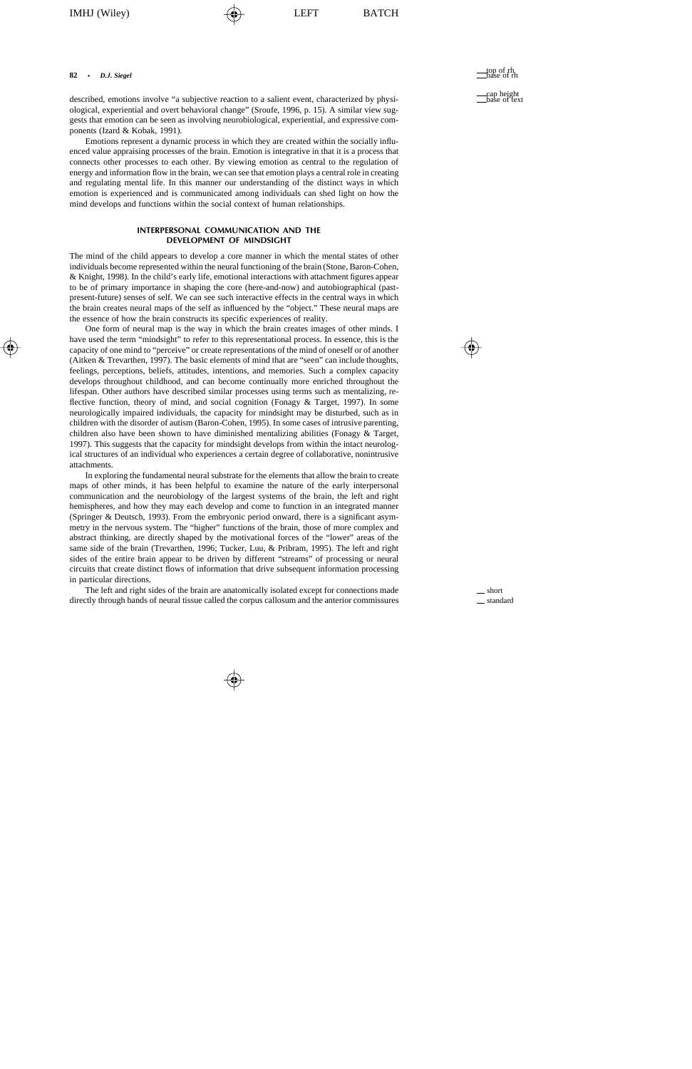described, emotions involve "a subjective reaction to a salient event, characterized by physiological, experiential and overt behavioral change" (Sroufe, 1996, p. 15). A similar view suggests that emotion can be seen as involving neurobiological, experiential, and expressive components (Izard & Kobak, 1991).

Emotions represent a dynamic process in which they are created within the socially influenced value appraising processes of the brain. Emotion is integrative in that it is a process that connects other processes to each other. By viewing emotion as central to the regulation of energy and information flow in the brain, we can see that emotion plays a central role in creating and regulating mental life. In this manner our understanding of the distinct ways in which emotion is experienced and is communicated among individuals can shed light on how the mind develops and functions within the social context of human relationships.

## INTERPERSONAL COMMUNICATION AND THE DEVELOPMENT OF MINDSIGHT

The mind of the child appears to develop a core manner in which the mental states of other individuals become represented within the neural functioning of the brain (Stone, Baron-Cohen, & Knight, 1998). In the child's early life, emotional interactions with attachment figures appear to be of primary importance in shaping the core (here-and-now) and autobiographical (past-present-future) senses of self. We can see such interactive effects in the central ways in which the brain creates neural maps of the self as influenced by the "object." These neural maps are the essence of how the brain constructs its specific experiences of reality.

One form of neural map is the way in which the brain creates images of other minds. I have used the term "mindsight" to refer to this representational process. In essence, this is the capacity of one mind to "perceive" or create representations of the mind of oneself or of another (Aitken & Trevarthen, 1997). The basic elements of mind that are "seen" can include thoughts, feelings, perceptions, beliefs, attitudes, intentions, and memories. Such a complex capacity develops throughout childhood, and can become continually more enriched throughout the lifespan. Other authors have described similar processes using terms such as mentalizing, reflective function, theory of mind, and social cognition (Fonagy & Target, 1997). In some neurologically impaired individuals, the capacity for mindsight may be disturbed, such as in children with the disorder of autism (Baron-Cohen, 1995). In some cases of intrusive parenting, children also have been shown to have diminished mentalizing abilities (Fonagy & Target, 1997). This suggests that the capacity for mindsight develops from within the intact neurological structures of an individual who experiences a certain degree of collaborative, nonintrusive attachments.

In exploring the fundamental neural substrate for the elements that allow the brain to create maps of other minds, it has been helpful to examine the nature of the early interpersonal communication and the neurobiology of the largest systems of the brain, the left and right hemispheres, and how they may each develop and come to function in an integrated manner (Springer & Deutsch, 1993). From the embryonic period onward, there is a significant asymmetry in the nervous system. The "higher" functions of the brain, those of more complex and abstract thinking, are directly shaped by the motivational forces of the "lower" areas of the same side of the brain (Trevarthen, 1996; Tucker, Luu, & Pribram, 1995). The left and right sides of the entire brain appear to be driven by different "streams" of processing or neural circuits that create distinct flows of information that drive subsequent information processing in particular directions.

The left and right sides of the brain are anatomically isolated except for connections made directly through bands of neural tissue called the corpus callosum and the anterior commissures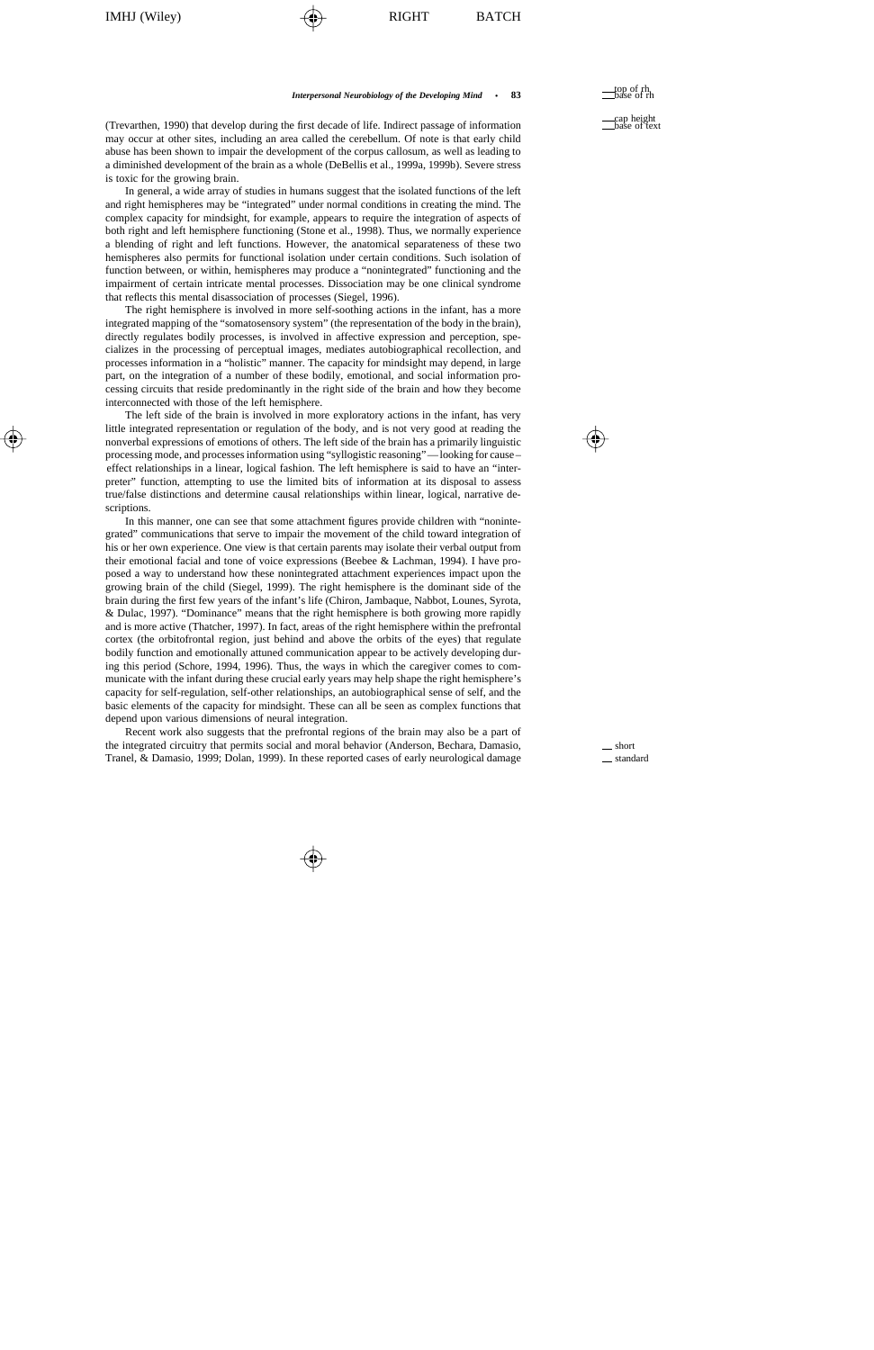(Trevarthen, 1990) that develop during the first decade of life. Indirect passage of information may occur at other sites, including an area called the cerebellum. Of note is that early child abuse has been shown to impair the development of the corpus callosum, as well as leading to a diminished development of the brain as a whole (DeBellis et al., 1999a, 1999b). Severe stress is toxic for the growing brain.

In general, a wide array of studies in humans suggest that the isolated functions of the left and right hemispheres may be "integrated" under normal conditions in creating the mind. The complex capacity for mindsight, for example, appears to require the integration of aspects of both right and left hemisphere functioning (Stone et al., 1998). Thus, we normally experience a blending of right and left functions. However, the anatomical separateness of these two hemispheres also permits for functional isolation under certain conditions. Such isolation of function between, or within, hemispheres may produce a "nonintegrated" functioning and the impairment of certain intricate mental processes. Dissociation may be one clinical syndrome that reflects this mental disassociation of processes (Siegel, 1996).

The right hemisphere is involved in more self-soothing actions in the infant, has a more integrated mapping of the "somatosensory system" (the representation of the body in the brain), directly regulates bodily processes, is involved in affective expression and perception, specializes in the processing of perceptual images, mediates autobiographical recollection, and processes information in a "holistic" manner. The capacity for mindsight may depend, in large part, on the integration of a number of these bodily, emotional, and social information processing circuits that reside predominantly in the right side of the brain and how they become interconnected with those of the left hemisphere.

The left side of the brain is involved in more exploratory actions in the infant, has very little integrated representation or regulation of the body, and is not very good at reading the nonverbal expressions of emotions of others. The left side of the brain has a primarily linguistic processing mode, and processes information using "syllogistic reasoning"—looking for cause–effect relationships in a linear, logical fashion. The left hemisphere is said to have an "interpreter" function, attempting to use the limited bits of information at its disposal to assess true/false distinctions and determine causal relationships within linear, logical, narrative descriptions.

In this manner, one can see that some attachment figures provide children with "nonintegrated" communications that serve to impair the movement of the child toward integration of his or her own experience. One view is that certain parents may isolate their verbal output from their emotional facial and tone of voice expressions (Beebe & Lachman, 1994). I have proposed a way to understand how these nonintegrated attachment experiences impact upon the growing brain of the child (Siegel, 1999). The right hemisphere is the dominant side of the brain during the first few years of the infant's life (Chiron, Jambaque, Nabbot, Lounes, Syrota, & Dulac, 1997). "Dominance" means that the right hemisphere is both growing more rapidly and is more active (Thatcher, 1997). In fact, areas of the right hemisphere within the prefrontal cortex (the orbitofrontal region, just behind and above the orbits of the eyes) that regulate bodily function and emotionally attuned communication appear to be actively developing during this period (Schore, 1994, 1996). Thus, the ways in which the caregiver comes to communicate with the infant during these crucial early years may help shape the right hemisphere's capacity for self-regulation, self-other relationships, an autobiographical sense of self, and the basic elements of the capacity for mindsight. These can all be seen as complex functions that depend upon various dimensions of neural integration.

Recent work also suggests that the prefrontal regions of the brain may also be a part of the integrated circuitry that permits social and moral behavior (Anderson, Bechara, Damasio, Tranel, & Damasio, 1999; Dolan, 1999). In these reported cases of early neurological damage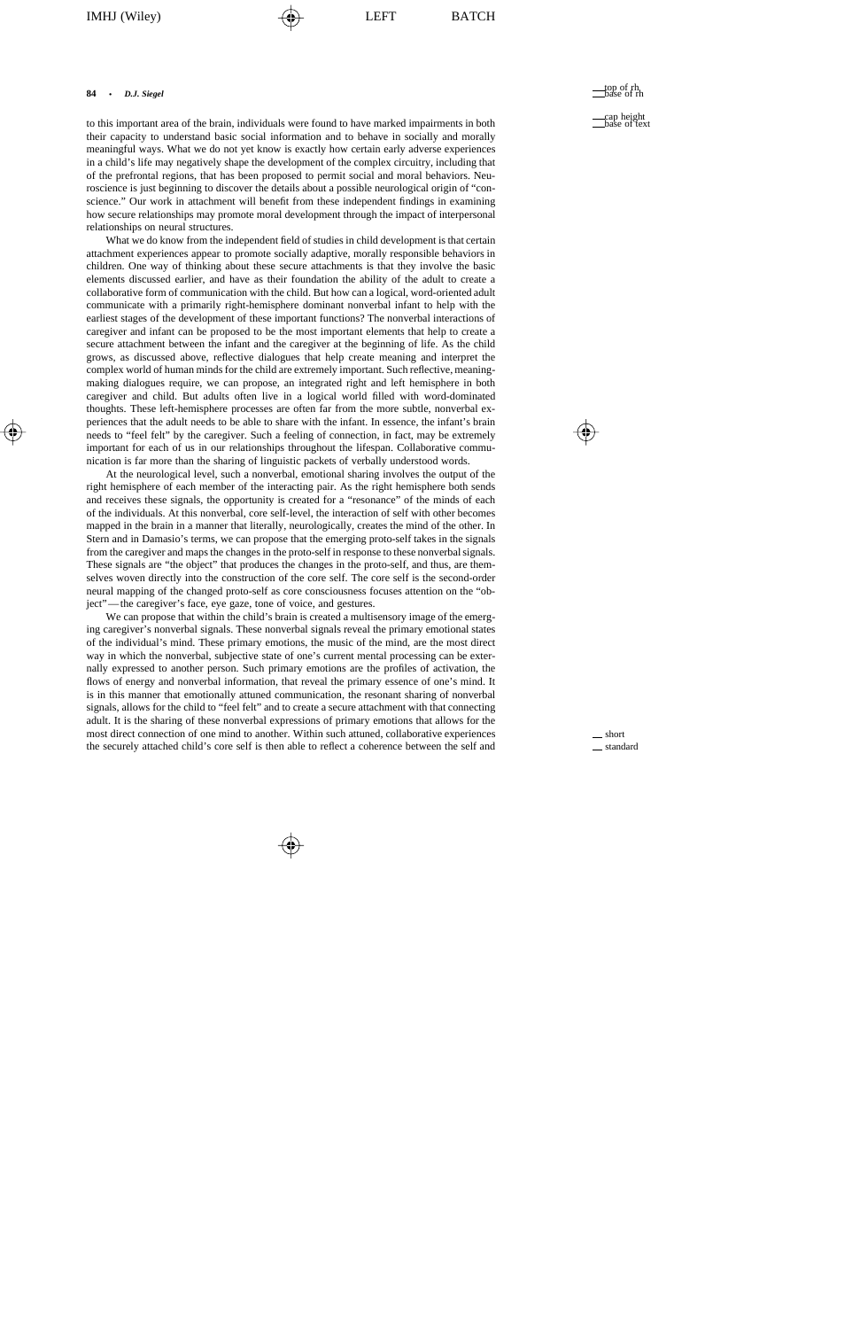to this important area of the brain, individuals were found to have marked impairments in both their capacity to understand basic social information and to behave in socially and morally meaningful ways. What we do not yet know is exactly how certain early adverse experiences in a child's life may negatively shape the development of the complex circuitry, including that of the prefrontal regions, that has been proposed to permit social and moral behaviors. Neuroscience is just beginning to discover the details about a possible neurological origin of "conscience." Our work in attachment will benefit from these independent findings in examining how secure relationships may promote moral development through the impact of interpersonal relationships on neural structures.

What we do know from the independent field of studies in child development is that certain attachment experiences appear to promote socially adaptive, morally responsible behaviors in children. One way of thinking about these secure attachments is that they involve the basic elements discussed earlier, and have as their foundation the ability of the adult to create a collaborative form of communication with the child. But how can a logical, word-oriented adult communicate with a primarily right-hemisphere dominant nonverbal infant to help with the earliest stages of the development of these important functions? The nonverbal interactions of caregiver and infant can be proposed to be the most important elements that help to create a secure attachment between the infant and the caregiver at the beginning of life. As the child grows, as discussed above, reflective dialogues that help create meaning and interpret the complex world of human minds for the child are extremely important. Such reflective, meaning-making dialogues require, we can propose, an integrated right and left hemisphere in both caregiver and child. But adults often live in a logical world filled with word-dominated thoughts. These left-hemisphere processes are often far from the more subtle, nonverbal experiences that the adult needs to be able to share with the infant. In essence, the infant's brain needs to "feel felt" by the caregiver. Such a feeling of connection, in fact, may be extremely important for each of us in our relationships throughout the lifespan. Collaborative communication is far more than the sharing of linguistic packets of verbally understood words.

At the neurological level, such a nonverbal, emotional sharing involves the output of the right hemisphere of each member of the interacting pair. As the right hemisphere both sends and receives these signals, the opportunity is created for a "resonance" of the minds of each of the individuals. At this nonverbal, core self-level, the interaction of self with other becomes mapped in the brain in a manner that literally, neurologically, creates the mind of the other. In Stern and in Damasio's terms, we can propose that the emerging proto-self takes in the signals from the caregiver and maps the changes in the proto-self in response to these nonverbal signals. These signals are "the object" that produces the changes in the proto-self, and thus, are themselves woven directly into the construction of the core self. The core self is the second-order neural mapping of the changed proto-self as core consciousness focuses attention on the "object"—the caregiver's face, eye gaze, tone of voice, and gestures.

We can propose that within the child's brain is created a multisensory image of the emerging caregiver's nonverbal signals. These nonverbal signals reveal the primary emotional states of the individual's mind. These primary emotions, the music of the mind, are the most direct way in which the nonverbal, subjective state of one's current mental processing can be externally expressed to another person. Such primary emotions are the profiles of activation, the flows of energy and nonverbal information, that reveal the primary essence of one's mind. It is in this manner that emotionally attuned communication, the resonant sharing of nonverbal signals, allows for the child to "feel felt" and to create a secure attachment with that connecting adult. It is the sharing of these nonverbal expressions of primary emotions that allows for the most direct connection of one mind to another. Within such attuned, collaborative experiences the securely attached child's core self is then able to reflect a coherence between the self and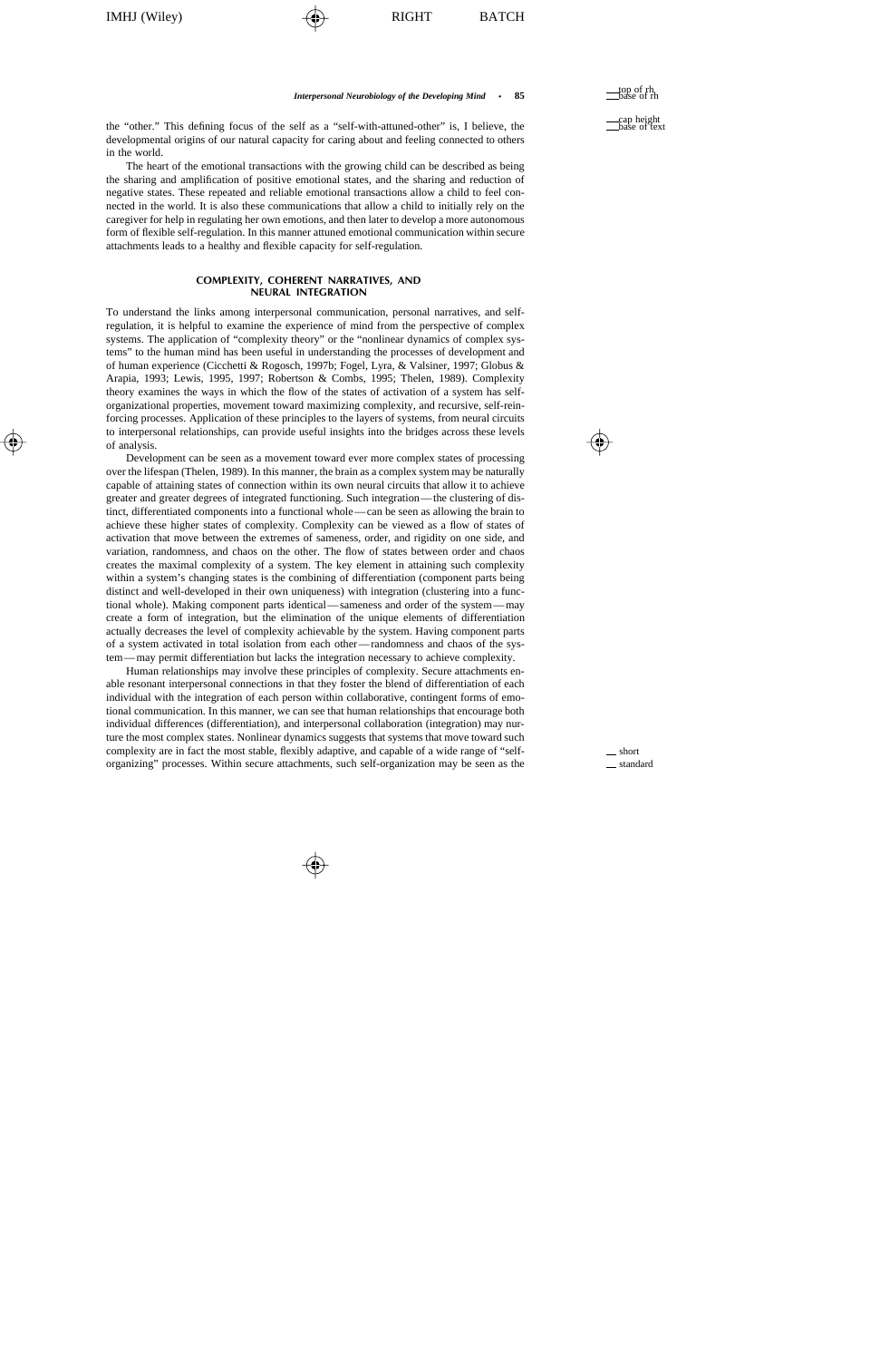the "other." This defining focus of the self as a "self-with-attuned-other" is, I believe, the developmental origins of our natural capacity for caring about and feeling connected to others in the world.

The heart of the emotional transactions with the growing child can be described as being the sharing and amplification of positive emotional states, and the sharing and reduction of negative states. These repeated and reliable emotional transactions allow a child to feel connected in the world. It is also these communications that allow a child to initially rely on the caregiver for help in regulating her own emotions, and then later to develop a more autonomous form of flexible self-regulation. In this manner attuned emotional communication within secure attachments leads to a healthy and flexible capacity for self-regulation.

## COMPLEXITY, COHERENT NARRATIVES, AND NEURAL INTEGRATION

To understand the links among interpersonal communication, personal narratives, and self-regulation, it is helpful to examine the experience of mind from the perspective of complex systems. The application of "complexity theory" or the "nonlinear dynamics of complex systems" to the human mind has been useful in understanding the processes of development and of human experience (Cicchetti & Rogosch, 1997b; Fogel, Lyra, & Valsiner, 1997; Globus & Arapia, 1993; Lewis, 1995, 1997; Robertson & Combs, 1995; Thelen, 1989). Complexity theory examines the ways in which the flow of the states of activation of a system has self-organizational properties, movement toward maximizing complexity, and recursive, self-reinforcing processes. Application of these principles to the layers of systems, from neural circuits to interpersonal relationships, can provide useful insights into the bridges across these levels of analysis.

Development can be seen as a movement toward ever more complex states of processing over the lifespan (Thelen, 1989). In this manner, the brain as a complex system may be naturally capable of attaining states of connection within its own neural circuits that allow it to achieve greater and greater degrees of integrated functioning. Such integration—the clustering of distinct, differentiated components into a functional whole—can be seen as allowing the brain to achieve these higher states of complexity. Complexity can be viewed as a flow of states of activation that move between the extremes of sameness, order, and rigidity on one side, and variation, randomness, and chaos on the other. The flow of states between order and chaos creates the maximal complexity of a system. The key element in attaining such complexity within a system's changing states is the combining of differentiation (component parts being distinct and well-developed in their own uniqueness) with integration (clustering into a functional whole). Making component parts identical—sameness and order of the system—may create a form of integration, but the elimination of the unique elements of differentiation actually decreases the level of complexity achievable by the system. Having component parts of a system activated in total isolation from each other—randomness and chaos of the system—may permit differentiation but lacks the integration necessary to achieve complexity.

Human relationships may involve these principles of complexity. Secure attachments enable resonant interpersonal connections in that they foster the blend of differentiation of each individual with the integration of each person within collaborative, contingent forms of emotional communication. In this manner, we can see that human relationships that encourage both individual differences (differentiation), and interpersonal collaboration (integration) may nurture the most complex states. Nonlinear dynamics suggests that systems that move toward such complexity are in fact the most stable, flexibly adaptive, and capable of a wide range of "self-organizing" processes. Within secure attachments, such self-organization may be seen as the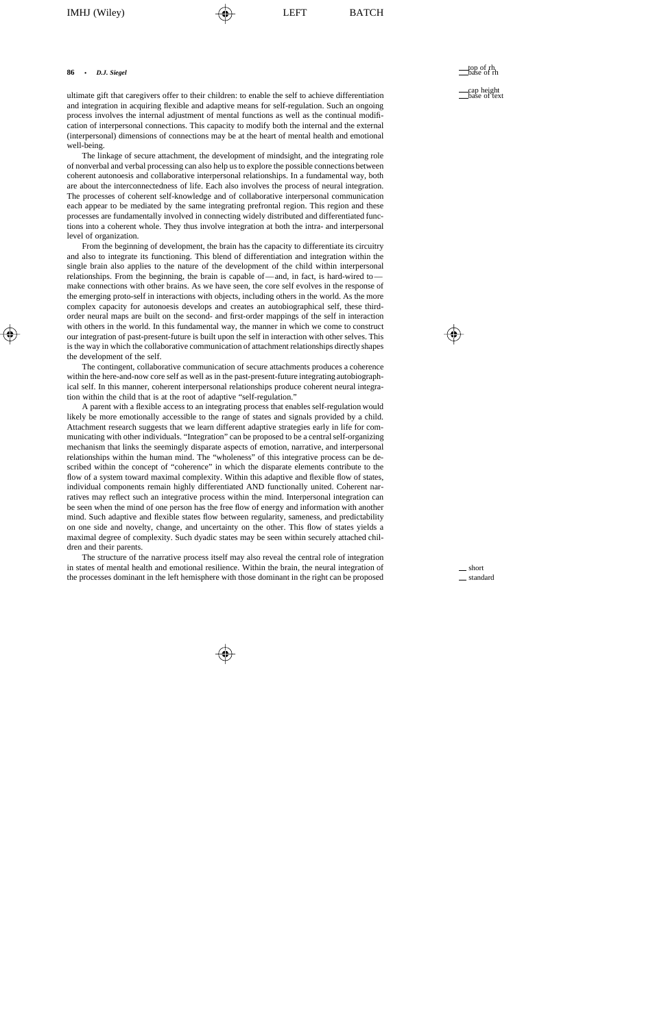ultimate gift that caregivers offer to their children: to enable the self to achieve differentiation and integration in acquiring flexible and adaptive means for self-regulation. Such an ongoing process involves the internal adjustment of mental functions as well as the continual modification of interpersonal connections. This capacity to modify both the internal and the external (interpersonal) dimensions of connections may be at the heart of mental health and emotional well-being.

The linkage of secure attachment, the development of mindsight, and the integrating role of nonverbal and verbal processing can also help us to explore the possible connections between coherent autonoesis and collaborative interpersonal relationships. In a fundamental way, both are about the interconnectedness of life. Each also involves the process of neural integration. The processes of coherent self-knowledge and of collaborative interpersonal communication each appear to be mediated by the same integrating prefrontal region. This region and these processes are fundamentally involved in connecting widely distributed and differentiated functions into a coherent whole. They thus involve integration at both the intra- and interpersonal level of organization.

From the beginning of development, the brain has the capacity to differentiate its circuitry and also to integrate its functioning. This blend of differentiation and integration within the single brain also applies to the nature of the development of the child within interpersonal relationships. From the beginning, the brain is capable of—and, in fact, is hard-wired to—make connections with other brains. As we have seen, the core self evolves in the response of the emerging proto-self in interactions with objects, including others in the world. As the more complex capacity for autonoesis develops and creates an autobiographical self, these third-order neural maps are built on the second- and first-order mappings of the self in interaction with others in the world. In this fundamental way, the manner in which we come to construct our integration of past-present-future is built upon the self in interaction with other selves. This is the way in which the collaborative communication of attachment relationships directly shapes the development of the self.

The contingent, collaborative communication of secure attachments produces a coherence within the here-and-now core self as well as in the past-present-future integrating autobiographical self. In this manner, coherent interpersonal relationships produce coherent neural integration within the child that is at the root of adaptive "self-regulation."

A parent with a flexible access to an integrating process that enables self-regulation would likely be more emotionally accessible to the range of states and signals provided by a child. Attachment research suggests that we learn different adaptive strategies early in life for communicating with other individuals. "Integration" can be proposed to be a central self-organizing mechanism that links the seemingly disparate aspects of emotion, narrative, and interpersonal relationships within the human mind. The "wholeness" of this integrative process can be described within the concept of "coherence" in which the disparate elements contribute to the flow of a system toward maximal complexity. Within this adaptive and flexible flow of states, individual components remain highly differentiated AND functionally united. Coherent narratives may reflect such an integrative process within the mind. Interpersonal integration can be seen when the mind of one person has the free flow of energy and information with another mind. Such adaptive and flexible states flow between regularity, sameness, and predictability on one side and novelty, change, and uncertainty on the other. This flow of states yields a maximal degree of complexity. Such dyadic states may be seen within securely attached children and their parents.

The structure of the narrative process itself may also reveal the central role of integration in states of mental health and emotional resilience. Within the brain, the neural integration of the processes dominant in the left hemisphere with those dominant in the right can be proposed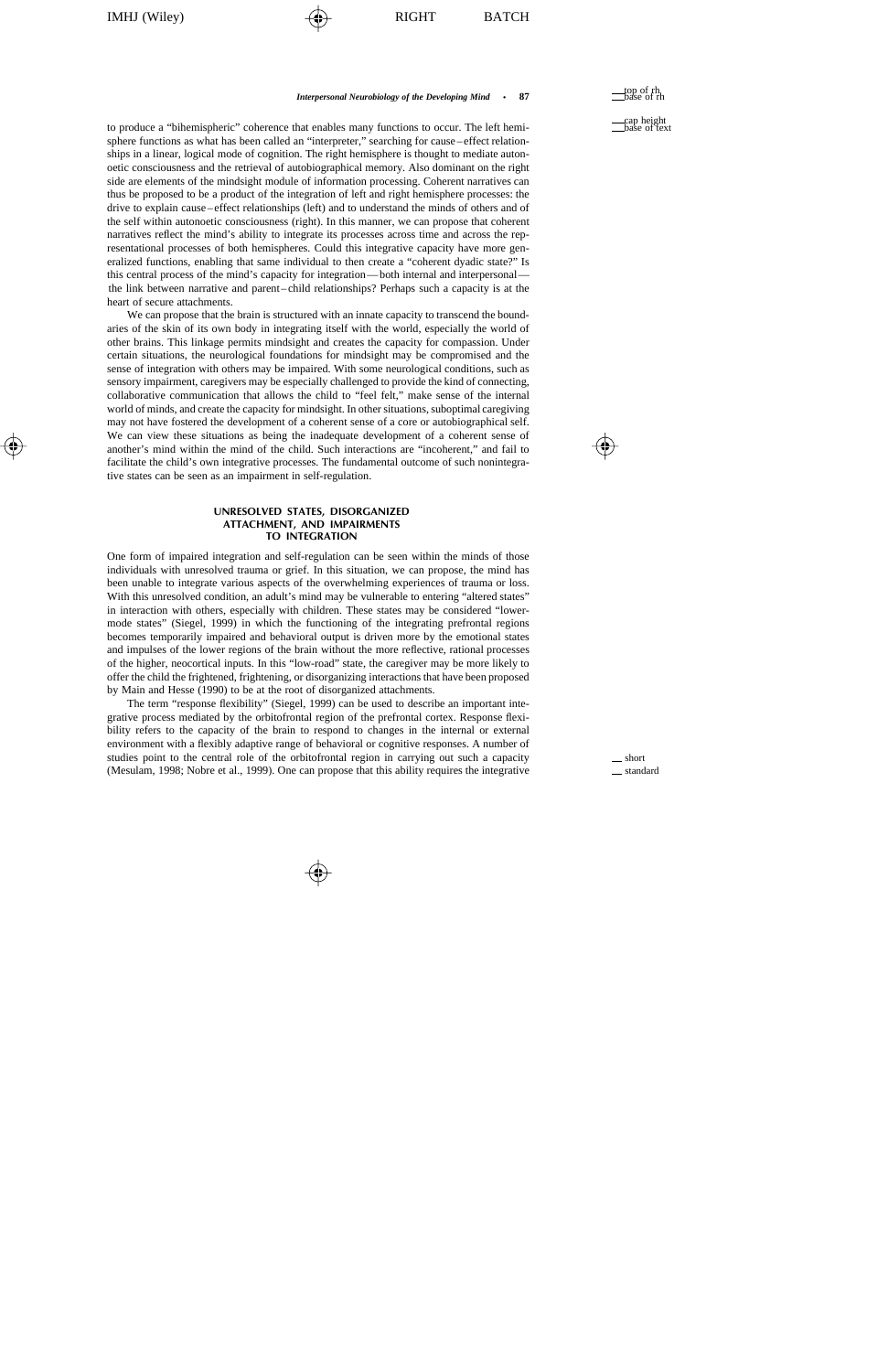to produce a "bihemispheric" coherence that enables many functions to occur. The left hemisphere functions as what has been called an "interpreter," searching for cause–effect relationships in a linear, logical mode of cognition. The right hemisphere is thought to mediate autonoetic consciousness and the retrieval of autobiographical memory. Also dominant on the right side are elements of the mindsight module of information processing. Coherent narratives can thus be proposed to be a product of the integration of left and right hemisphere processes: the drive to explain cause–effect relationships (left) and to understand the minds of others and of the self within autonoetic consciousness (right). In this manner, we can propose that coherent narratives reflect the mind's ability to integrate its processes across time and across the representational processes of both hemispheres. Could this integrative capacity have more generalized functions, enabling that same individual to then create a "coherent dyadic state?" Is this central process of the mind's capacity for integration—both internal and interpersonal—the link between narrative and parent–child relationships? Perhaps such a capacity is at the heart of secure attachments.

We can propose that the brain is structured with an innate capacity to transcend the boundaries of the skin of its own body in integrating itself with the world, especially the world of other brains. This linkage permits mindsight and creates the capacity for compassion. Under certain situations, the neurological foundations for mindsight may be compromised and the sense of integration with others may be impaired. With some neurological conditions, such as sensory impairment, caregivers may be especially challenged to provide the kind of connecting, collaborative communication that allows the child to "feel felt," make sense of the internal world of minds, and create the capacity for mindsight. In other situations, suboptimal caregiving may not have fostered the development of a coherent sense of a core or autobiographical self. We can view these situations as being the inadequate development of a coherent sense of another's mind within the mind of the child. Such interactions are "incoherent," and fail to facilitate the child's own integrative processes. The fundamental outcome of such nonintegrative states can be seen as an impairment in self-regulation.

## UNRESOLVED STATES, DISORGANIZED ATTACHMENT, AND IMPAIRMENTS TO INTEGRATION

One form of impaired integration and self-regulation can be seen within the minds of those individuals with unresolved trauma or grief. In this situation, we can propose, the mind has been unable to integrate various aspects of the overwhelming experiences of trauma or loss. With this unresolved condition, an adult's mind may be vulnerable to entering "altered states" in interaction with others, especially with children. These states may be considered "lower-mode states" (Siegel, 1999) in which the functioning of the integrating prefrontal regions becomes temporarily impaired and behavioral output is driven more by the emotional states and impulses of the lower regions of the brain without the more reflective, rational processes of the higher, neocortical inputs. In this "low-road" state, the caregiver may be more likely to offer the child the frightened, frightening, or disorganizing interactions that have been proposed by Main and Hesse (1990) to be at the root of disorganized attachments.

The term "response flexibility" (Siegel, 1999) can be used to describe an important integrative process mediated by the orbitofrontal region of the prefrontal cortex. Response flexibility refers to the capacity of the brain to respond to changes in the internal or external environment with a flexibly adaptive range of behavioral or cognitive responses. A number of studies point to the central role of the orbitofrontal region in carrying out such a capacity (Mesulam, 1998; Nobre et al., 1999). One can propose that this ability requires the integrative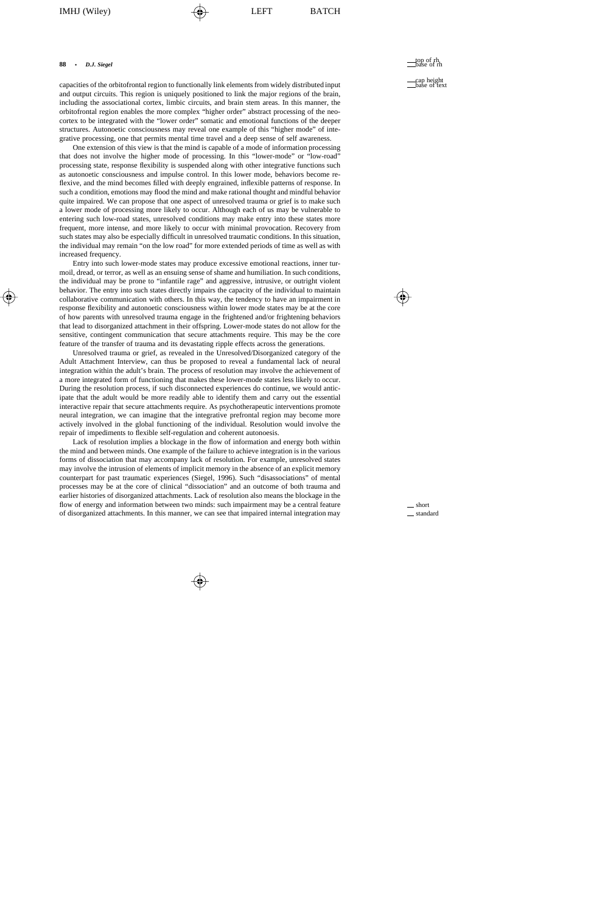capacities of the orbitofrontal region to functionally link elements from widely distributed input and output circuits. This region is uniquely positioned to link the major regions of the brain, including the associational cortex, limbic circuits, and brain stem areas. In this manner, the orbitofrontal region enables the more complex "higher order" abstract processing of the neocortex to be integrated with the "lower order" somatic and emotional functions of the deeper structures. Autonoetic consciousness may reveal one example of this "higher mode" of integrative processing, one that permits mental time travel and a deep sense of self awareness.

One extension of this view is that the mind is capable of a mode of information processing that does not involve the higher mode of processing. In this "lower-mode" or "low-road" processing state, response flexibility is suspended along with other integrative functions such as autonoetic consciousness and impulse control. In this lower mode, behaviors become reflexive, and the mind becomes filled with deeply engrained, inflexible patterns of response. In such a condition, emotions may flood the mind and make rational thought and mindful behavior quite impaired. We can propose that one aspect of unresolved trauma or grief is to make such a lower mode of processing more likely to occur. Although each of us may be vulnerable to entering such low-road states, unresolved conditions may make entry into these states more frequent, more intense, and more likely to occur with minimal provocation. Recovery from such states may also be especially difficult in unresolved traumatic conditions. In this situation, the individual may remain "on the low road" for more extended periods of time as well as with increased frequency.

Entry into such lower-mode states may produce excessive emotional reactions, inner turmoil, dread, or terror, as well as an ensuing sense of shame and humiliation. In such conditions, the individual may be prone to "infantile rage" and aggressive, intrusive, or outright violent behavior. The entry into such states directly impairs the capacity of the individual to maintain collaborative communication with others. In this way, the tendency to have an impairment in response flexibility and autonoetic consciousness within lower mode states may be at the core of how parents with unresolved trauma engage in the frightened and/or frightening behaviors that lead to disorganized attachment in their offspring. Lower-mode states do not allow for the sensitive, contingent communication that secure attachments require. This may be the core feature of the transfer of trauma and its devastating ripple effects across the generations.

Unresolved trauma or grief, as revealed in the Unresolved/Disorganized category of the Adult Attachment Interview, can thus be proposed to reveal a fundamental lack of neural integration within the adult's brain. The process of resolution may involve the achievement of a more integrated form of functioning that makes these lower-mode states less likely to occur. During the resolution process, if such disconnected experiences do continue, we would anticipate that the adult would be more readily able to identify them and carry out the essential interactive repair that secure attachments require. As psychotherapeutic interventions promote neural integration, we can imagine that the integrative prefrontal region may become more actively involved in the global functioning of the individual. Resolution would involve the repair of impediments to flexible self-regulation and coherent autonoesis.

Lack of resolution implies a blockage in the flow of information and energy both within the mind and between minds. One example of the failure to achieve integration is in the various forms of dissociation that may accompany lack of resolution. For example, unresolved states may involve the intrusion of elements of implicit memory in the absence of an explicit memory counterpart for past traumatic experiences (Siegel, 1996). Such "disassociations" of mental processes may be at the core of clinical "dissociation" and an outcome of both trauma and earlier histories of disorganized attachments. Lack of resolution also means the blockage in the flow of energy and information between two minds: such impairment may be a central feature of disorganized attachments. In this manner, we can see that impaired internal integration may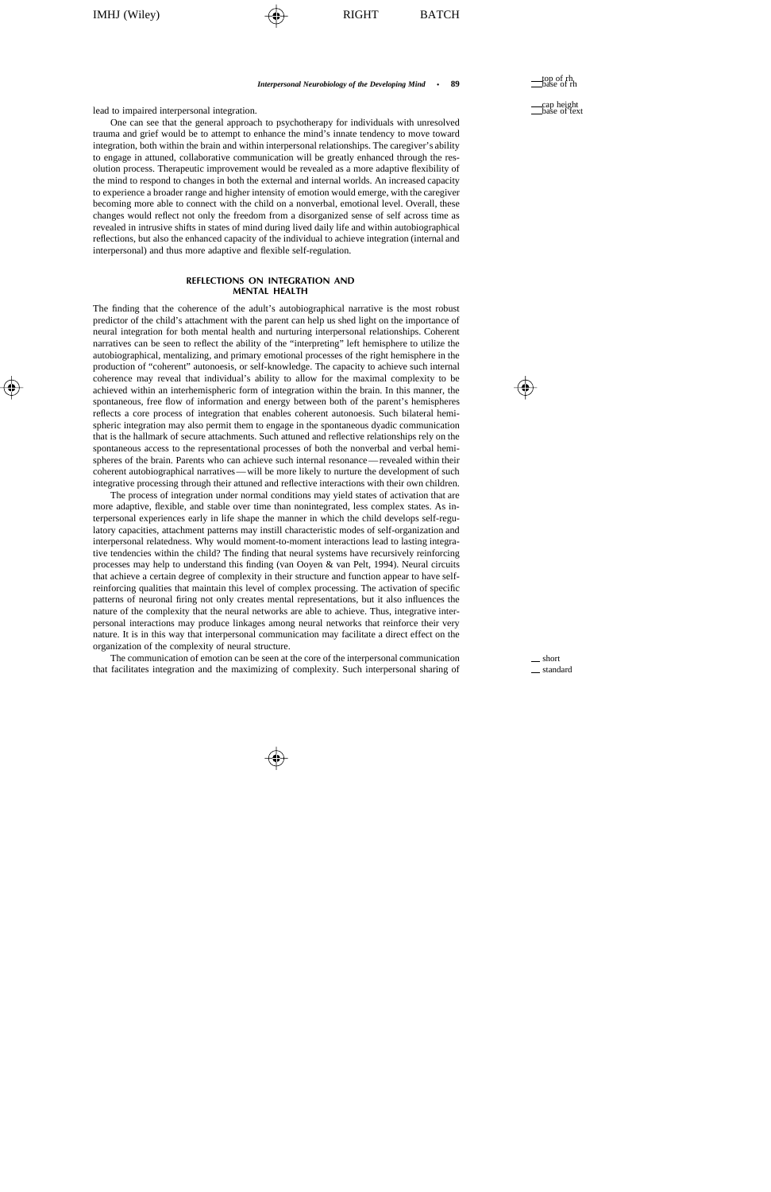lead to impaired interpersonal integration.

One can see that the general approach to psychotherapy for individuals with unresolved trauma and grief would be to attempt to enhance the mind's innate tendency to move toward integration, both within the brain and within interpersonal relationships. The caregiver's ability to engage in attuned, collaborative communication will be greatly enhanced through the resolution process. Therapeutic improvement would be revealed as a more adaptive flexibility of the mind to respond to changes in both the external and internal worlds. An increased capacity to experience a broader range and higher intensity of emotion would emerge, with the caregiver becoming more able to connect with the child on a nonverbal, emotional level. Overall, these changes would reflect not only the freedom from a disorganized sense of self across time as revealed in intrusive shifts in states of mind during lived daily life and within autobiographical reflections, but also the enhanced capacity of the individual to achieve integration (internal and interpersonal) and thus more adaptive and flexible self-regulation.

## REFLECTIONS ON INTEGRATION AND MENTAL HEALTH

The finding that the coherence of the adult's autobiographical narrative is the most robust predictor of the child's attachment with the parent can help us shed light on the importance of neural integration for both mental health and nurturing interpersonal relationships. Coherent narratives can be seen to reflect the ability of the "interpreting" left hemisphere to utilize the autobiographical, mentalizing, and primary emotional processes of the right hemisphere in the production of "coherent" autonoesis, or self-knowledge. The capacity to achieve such internal coherence may reveal that individual's ability to allow for the maximal complexity to be achieved within an interhemispheric form of integration within the brain. In this manner, the spontaneous, free flow of information and energy between both of the parent's hemispheres reflects a core process of integration that enables coherent autonoesis. Such bilateral hemispheric integration may also permit them to engage in the spontaneous dyadic communication that is the hallmark of secure attachments. Such attuned and reflective relationships rely on the spontaneous access to the representational processes of both the nonverbal and verbal hemispheres of the brain. Parents who can achieve such internal resonance—revealed within their coherent autobiographical narratives—will be more likely to nurture the development of such integrative processing through their attuned and reflective interactions with their own children.

The process of integration under normal conditions may yield states of activation that are more adaptive, flexible, and stable over time than nonintegrated, less complex states. As interpersonal experiences early in life shape the manner in which the child develops self-regulatory capacities, attachment patterns may instill characteristic modes of self-organization and interpersonal relatedness. Why would moment-to-moment interactions lead to lasting integrative tendencies within the child? The finding that neural systems have recursively reinforcing processes may help to understand this finding (van Ooyen & van Pelt, 1994). Neural circuits that achieve a certain degree of complexity in their structure and function appear to have self-reinforcing qualities that maintain this level of complex processing. The activation of specific patterns of neuronal firing not only creates mental representations, but it also influences the nature of the complexity that the neural networks are able to achieve. Thus, integrative interpersonal interactions may produce linkages among neural networks that reinforce their very nature. It is in this way that interpersonal communication may facilitate a direct effect on the organization of the complexity of neural structure.

The communication of emotion can be seen at the core of the interpersonal communication that facilitates integration and the maximizing of complexity. Such interpersonal sharing of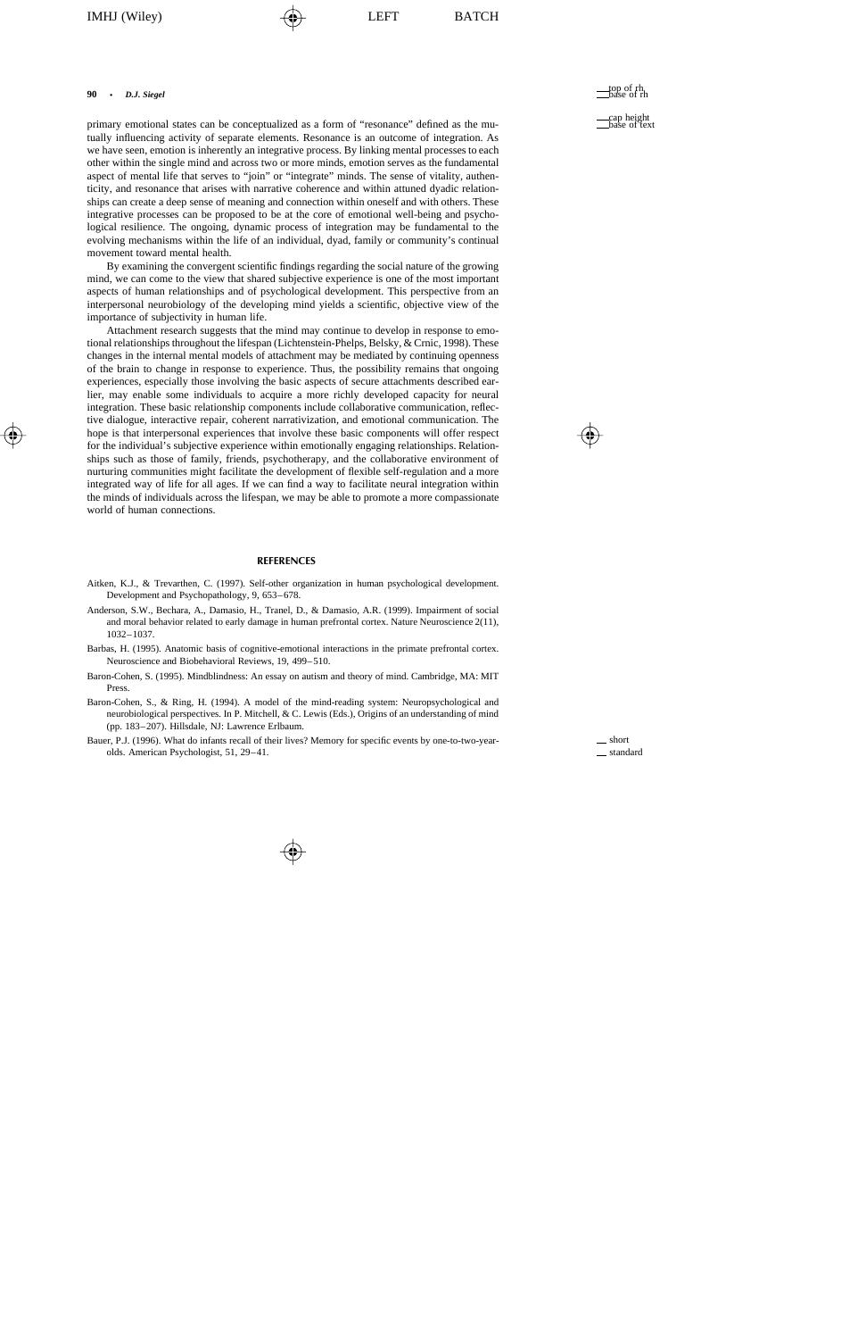primary emotional states can be conceptualized as a form of "resonance" defined as the mutually influencing activity of separate elements. Resonance is an outcome of integration. As we have seen, emotion is inherently an integrative process. By linking mental processes to each other within the single mind and across two or more minds, emotion serves as the fundamental aspect of mental life that serves to "join" or "integrate" minds. The sense of vitality, authenticity, and resonance that arises with narrative coherence and within attuned dyadic relationships can create a deep sense of meaning and connection within oneself and with others. These integrative processes can be proposed to be at the core of emotional well-being and psychological resilience. The ongoing, dynamic process of integration may be fundamental to the evolving mechanisms within the life of an individual, dyad, family or community's continual movement toward mental health.

By examining the convergent scientific findings regarding the social nature of the growing mind, we can come to the view that shared subjective experience is one of the most important aspects of human relationships and of psychological development. This perspective from an interpersonal neurobiology of the developing mind yields a scientific, objective view of the importance of subjectivity in human life.

Attachment research suggests that the mind may continue to develop in response to emotional relationships throughout the lifespan (Lichtenstein-Phelps, Belsky, & Crnic, 1998). These changes in the internal mental models of attachment may be mediated by continuing openness of the brain to change in response to experience. Thus, the possibility remains that ongoing experiences, especially those involving the basic aspects of secure attachments described earlier, may enable some individuals to acquire a more richly developed capacity for neural integration. These basic relationship components include collaborative communication, reflective dialogue, interactive repair, coherent narrativization, and emotional communication. The hope is that interpersonal experiences that involve these basic components will offer respect for the individual's subjective experience within emotionally engaging relationships. Relationships such as those of family, friends, psychotherapy, and the collaborative environment of nurturing communities might facilitate the development of flexible self-regulation and a more integrated way of life for all ages. If we can find a way to facilitate neural integration within the minds of individuals across the lifespan, we may be able to promote a more compassionate world of human connections.

## REFERENCES

Aitken, K.J., & Trevarthen, C. (1997). Self-other organization in human psychological development. Development and Psychopathology, 9, 653–678.

Anderson, S.W., Bechara, A., Damasio, H., Tranel, D., & Damasio, A.R. (1999). Impairment of social and moral behavior related to early damage in human prefrontal cortex. Nature Neuroscience 2(11), 1032–1037.

Barbas, H. (1995). Anatomic basis of cognitive-emotional interactions in the primate prefrontal cortex. Neuroscience and Biobehavioral Reviews, 19, 499–510.

Baron-Cohen, S. (1995). Mindblindness: An essay on autism and theory of mind. Cambridge, MA: MIT Press.

Baron-Cohen, S., & Ring, H. (1994). A model of the mind-reading system: Neuropsychological and neurobiological perspectives. In P. Mitchell, & C. Lewis (Eds.), Origins of an understanding of mind (pp. 183–207). Hillsdale, NJ: Lawrence Erlbaum.

Bauer, P.J. (1996). What do infants recall of their lives? Memory for specific events by one-to-two-year-olds. American Psychologist, 51, 29–41.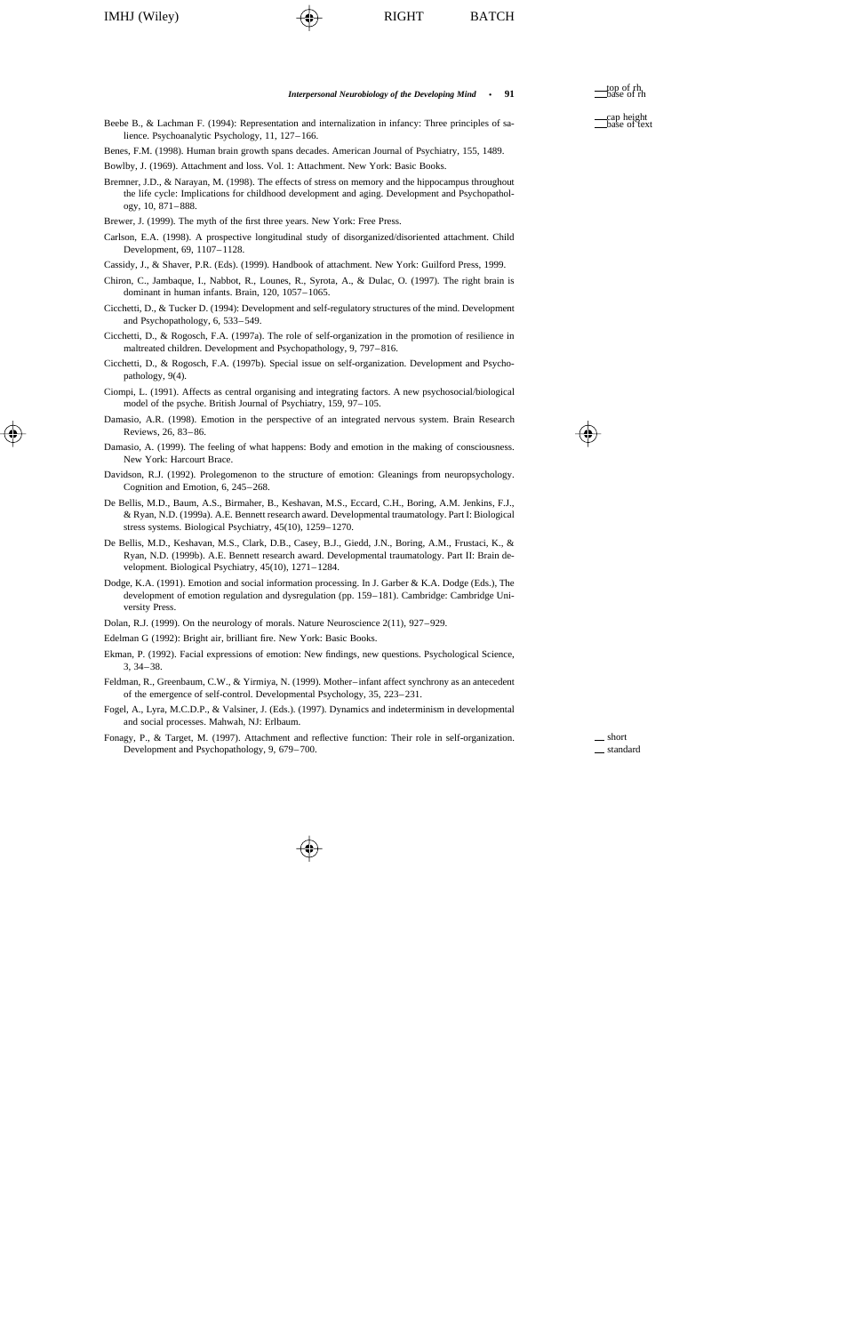Beebe B., & Lachman F. (1994): Representation and internalization in infancy: Three principles of salience. Psychoanalytic Psychology, 11, 127–166.

Benes, F.M. (1998). Human brain growth spans decades. American Journal of Psychiatry, 155, 1489.

Bowlby, J. (1969). Attachment and loss. Vol. 1: Attachment. New York: Basic Books.

Bremner, J.D., & Narayan, M. (1998). The effects of stress on memory and the hippocampus throughout the life cycle: Implications for childhood development and aging. Development and Psychopathology, 10, 871–888.

Brewer, J. (1999). The myth of the first three years. New York: Free Press.

Carlson, E.A. (1998). A prospective longitudinal study of disorganized/disoriented attachment. Child Development, 69, 1107–1128.

Cassidy, J., & Shaver, P.R. (Eds). (1999). Handbook of attachment. New York: Guilford Press, 1999.

Chiron, C., Jambaque, I., Nabbot, R., Lounes, R., Syrota, A., & Dulac, O. (1997). The right brain is dominant in human infants. Brain, 120, 1057–1065.

Cicchetti, D., & Tucker D. (1994): Development and self-regulatory structures of the mind. Development and Psychopathology, 6, 533–549.

Cicchetti, D., & Rogosch, F.A. (1997a). The role of self-organization in the promotion of resilience in maltreated children. Development and Psychopathology, 9, 797–816.

Cicchetti, D., & Rogosch, F.A. (1997b). Special issue on self-organization. Development and Psychopathology, 9(4).

Ciompi, L. (1991). Affects as central organising and integrating factors. A new psychosocial/biological model of the psyche. British Journal of Psychiatry, 159, 97–105.

Damasio, A.R. (1998). Emotion in the perspective of an integrated nervous system. Brain Research Reviews, 26, 83–86.

Damasio, A. (1999). The feeling of what happens: Body and emotion in the making of consciousness. New York: Harcourt Brace.

Davidson, R.J. (1992). Prolegomenon to the structure of emotion: Gleanings from neuropsychology. Cognition and Emotion, 6, 245–268.

De Bellis, M.D., Baum, A.S., Birmaher, B., Keshavan, M.S., Eccard, C.H., Boring, A.M. Jenkins, F.J., & Ryan, N.D. (1999a). A.E. Bennett research award. Developmental traumatology. Part I: Biological stress systems. Biological Psychiatry, 45(10), 1259–1270.

De Bellis, M.D., Keshavan, M.S., Clark, D.B., Casey, B.J., Giedd, J.N., Boring, A.M., Frustaci, K., & Ryan, N.D. (1999b). A.E. Bennett research award. Developmental traumatology. Part II: Brain development. Biological Psychiatry, 45(10), 1271–1284.

Dodge, K.A. (1991). Emotion and social information processing. In J. Garber & K.A. Dodge (Eds.), The development of emotion regulation and dysregulation (pp. 159–181). Cambridge: Cambridge University Press.

Dolan, R.J. (1999). On the neurology of morals. Nature Neuroscience 2(11), 927–929.

Edelman G (1992): Bright air, brilliant fire. New York: Basic Books.

Ekman, P. (1992). Facial expressions of emotion: New findings, new questions. Psychological Science, 3, 34–38.

Feldman, R., Greenbaum, C.W., & Yirmiya, N. (1999). Mother–infant affect synchrony as an antecedent of the emergence of self-control. Developmental Psychology, 35, 223–231.

Fogel, A., Lyra, M.C.D.P., & Valsiner, J. (Eds.). (1997). Dynamics and indeterminism in developmental and social processes. Mahwah, NJ: Erlbaum.

Fonagy, P., & Target, M. (1997). Attachment and reflective function: Their role in self-organization. Development and Psychopathology, 9, 679–700.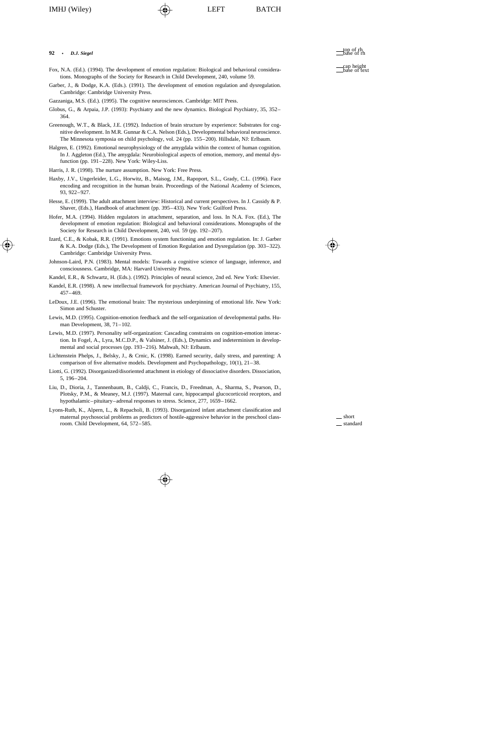Fox, N.A. (Ed.). (1994). The development of emotion regulation: Biological and behavioral considerations. Monographs of the Society for Research in Child Development, 240, volume 59.

Garber, J., & Dodge, K.A. (Eds.). (1991). The development of emotion regulation and dysregulation. Cambridge: Cambridge University Press.

Gazzaniga, M.S. (Ed.). (1995). The cognitive neurosciences. Cambridge: MIT Press.

Globus, G., & Arpaia, J.P. (1993): Psychiatry and the new dynamics. Biological Psychiatry, 35, 352–364.

Greenough, W.T., & Black, J.E. (1992). Induction of brain structure by experience: Substrates for cognitive development. In M.R. Gunnar & C.A. Nelson (Eds.), Developmental behavioral neuroscience. The Minnesota symposia on child psychology, vol. 24 (pp. 155–200). Hillsdale, NJ: Erlbaum.

Halgren, E. (1992). Emotional neurophysiology of the amygdala within the context of human cognition. In J. Aggleton (Ed.), The amygdala: Neurobiological aspects of emotion, memory, and mental dysfunction (pp. 191–228). New York: Wiley-Liss.

Harris, J. R. (1998). The nurture assumption. New York: Free Press.

Haxby, J.V., Ungerleider, L.G., Horwitz, B., Maisog, J.M., Rapoport, S.L., Grady, C.L. (1996). Face encoding and recognition in the human brain. Proceedings of the National Academy of Sciences, 93, 922–927.

Hesse, E. (1999). The adult attachment interview: Historical and current perspectives. In J. Cassidy & P. Shaver, (Eds.), Handbook of attachment (pp. 395–433). New York: Guilford Press.

Hofer, M.A. (1994). Hidden regulators in attachment, separation, and loss. In N.A. Fox. (Ed.), The development of emotion regulation: Biological and behavioral considerations. Monographs of the Society for Research in Child Development, 240, vol. 59 (pp. 192–207).

Izard, C.E., & Kobak, R.R. (1991). Emotions system functioning and emotion regulation. In: J. Garber & K.A. Dodge (Eds.), The Development of Emotion Regulation and Dysregulation (pp. 303–322). Cambridge: Cambridge University Press.

Johnson-Laird, P.N. (1983). Mental models: Towards a cognitive science of language, inference, and consciousness. Cambridge, MA: Harvard University Press.

Kandel, E.R., & Schwartz, H. (Eds.). (1992). Principles of neural science, 2nd ed. New York: Elsevier.

Kandel, E.R. (1998). A new intellectual framework for psychiatry. American Journal of Psychiatry, 155, 457–469.

LeDoux, J.E. (1996). The emotional brain: The mysterious underpinning of emotional life. New York: Simon and Schuster.

Lewis, M.D. (1995). Cognition-emotion feedback and the self-organization of developmental paths. Human Development, 38, 71–102.

Lewis, M.D. (1997). Personality self-organization: Cascading constraints on cognition-emotion interaction. In Fogel, A., Lyra, M.C.D.P., & Valsiner, J. (Eds.), Dynamics and indeterminism in developmental and social processes (pp. 193–216). Mahwah, NJ: Erlbaum.

Lichtenstein Phelps, J., Belsky, J., & Crnic, K. (1998). Earned security, daily stress, and parenting: A comparison of five alternative models. Development and Psychopathology, 10(1), 21–38.

Liotti, G. (1992). Disorganized/disoriented attachment in etiology of dissociative disorders. Dissociation, 5, 196–204.

Liu, D., Dioria, J., Tannenbaum, B., Caldji, C., Francis, D., Freedman, A., Sharma, S., Pearson, D., Plotsky, P.M., & Meaney, M.J. (1997). Maternal care, hippocampal glucocorticoid receptors, and hypothalamic–pituitary–adrenal responses to stress. Science, 277, 1659–1662.

Lyons-Ruth, K., Alpern, L., & Repacholi, B. (1993). Disorganized infant attachment classification and maternal psychosocial problems as predictors of hostile-aggressive behavior in the preschool classroom. Child Development, 64, 572–585.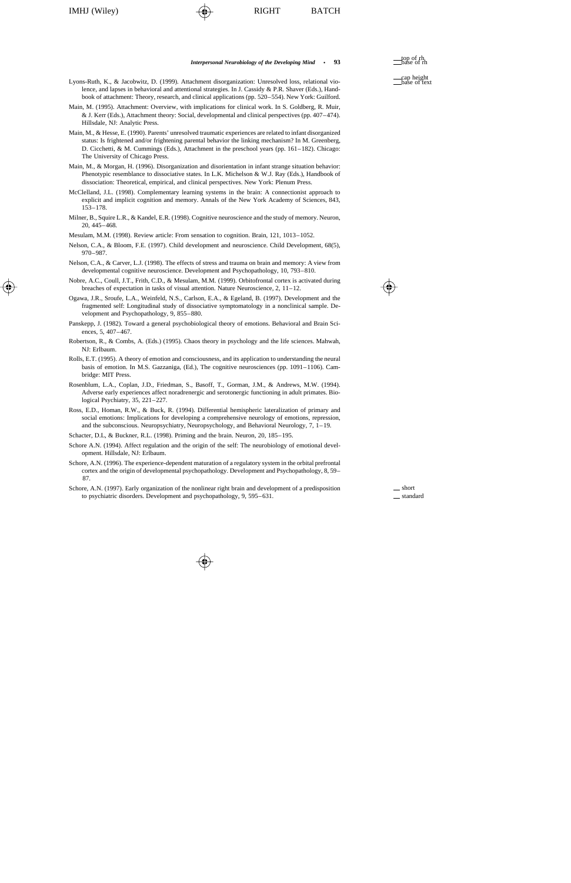Lyons-Ruth, K., & Jacobwitz, D. (1999). Attachment disorganization: Unresolved loss, relational violence, and lapses in behavioral and attentional strategies. In J. Cassidy & P.R. Shaver (Eds.), Handbook of attachment: Theory, research, and clinical applications (pp. 520–554). New York: Guilford.

Main, M. (1995). Attachment: Overview, with implications for clinical work. In S. Goldberg, R. Muir, & J. Kerr (Eds.), Attachment theory: Social, developmental and clinical perspectives (pp. 407–474). Hillsdale, NJ: Analytic Press.

Main, M., & Hesse, E. (1990). Parents' unresolved traumatic experiences are related to infant disorganized status: Is frightened and/or frightening parental behavior the linking mechanism? In M. Greenberg, D. Cicchetti, & M. Cummings (Eds.), Attachment in the preschool years (pp. 161–182). Chicago: The University of Chicago Press.

Main, M., & Morgan, H. (1996). Disorganization and disorientation in infant strange situation behavior: Phenotypic resemblance to dissociative states. In L.K. Michelson & W.J. Ray (Eds.), Handbook of dissociation: Theoretical, empirical, and clinical perspectives. New York: Plenum Press.

McClelland, J.L. (1998). Complementary learning systems in the brain: A connectionist approach to explicit and implicit cognition and memory. Annals of the New York Academy of Sciences, 843, 153–178.

Milner, B., Squire L.R., & Kandel, E.R. (1998). Cognitive neuroscience and the study of memory. Neuron, 20, 445–468.

Mesulam, M.M. (1998). Review article: From sensation to cognition. Brain, 121, 1013–1052.

Nelson, C.A., & Bloom, F.E. (1997). Child development and neuroscience. Child Development, 68(5), 970–987.

Nelson, C.A., & Carver, L.J. (1998). The effects of stress and trauma on brain and memory: A view from developmental cognitive neuroscience. Development and Psychopathology, 10, 793–810.

Nobre, A.C., Coull, J.T., Frith, C.D., & Mesulam, M.M. (1999). Orbitofrontal cortex is activated during breaches of expectation in tasks of visual attention. Nature Neuroscience, 2, 11–12.

Ogawa, J.R., Sroufe, L.A., Weinfeld, N.S., Carlson, E.A., & Egeland, B. (1997). Development and the fragmented self: Longitudinal study of dissociative symptomatology in a nonclinical sample. Development and Psychopathology, 9, 855–880.

Panskepp, J. (1982). Toward a general psychobiological theory of emotions. Behavioral and Brain Sciences, 5, 407–467.

Robertson, R., & Combs, A. (Eds.) (1995). Chaos theory in psychology and the life sciences. Mahwah, NJ: Erlbaum.

Rolls, E.T. (1995). A theory of emotion and consciousness, and its application to understanding the neural basis of emotion. In M.S. Gazzaniga, (Ed.), The cognitive neurosciences (pp. 1091–1106). Cambridge: MIT Press.

Rosenblum, L.A., Coplan, J.D., Friedman, S., Basoff, T., Gorman, J.M., & Andrews, M.W. (1994). Adverse early experiences affect noradrenergic and serotonergic functioning in adult primates. Biological Psychiatry, 35, 221–227.

Ross, E.D., Homan, R.W., & Buck, R. (1994). Differential hemispheric lateralization of primary and social emotions: Implications for developing a comprehensive neurology of emotions, repression, and the subconscious. Neuropsychiatry, Neuropsychology, and Behavioral Neurology, 7, 1–19.

Schacter, D.L, & Buckner, R.L. (1998). Priming and the brain. Neuron, 20, 185–195.

Schore A.N. (1994). Affect regulation and the origin of the self: The neurobiology of emotional development. Hillsdale, NJ: Erlbaum.

Schore, A.N. (1996). The experience-dependent maturation of a regulatory system in the orbital prefrontal cortex and the origin of developmental psychopathology. Development and Psychopathology, 8, 59–87.

Schore, A.N. (1997). Early organization of the nonlinear right brain and development of a predisposition to psychiatric disorders. Development and psychopathology, 9, 595–631.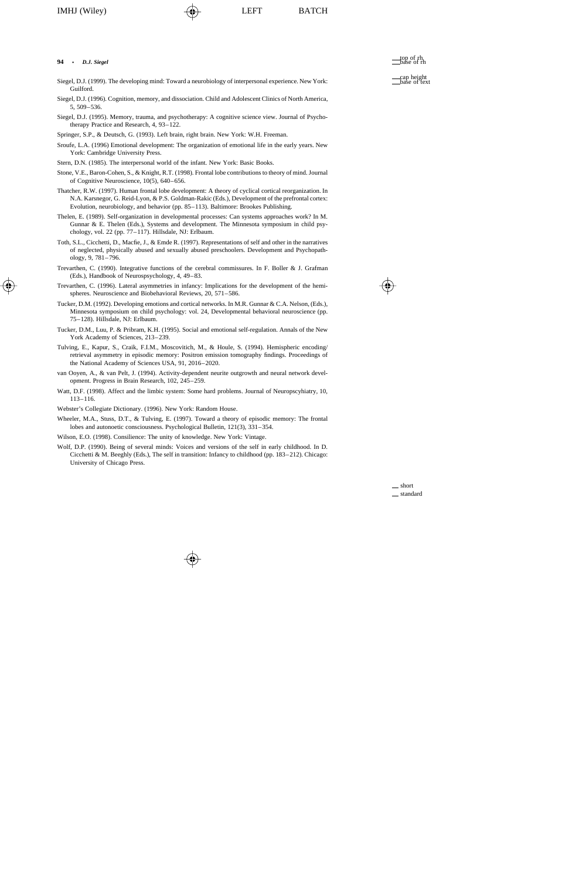Siegel, D.J. (1999). The developing mind: Toward a neurobiology of interpersonal experience. New York: Guilford.

Siegel, D.J. (1996). Cognition, memory, and dissociation. Child and Adolescent Clinics of North America, 5, 509–536.

Siegel, D.J. (1995). Memory, trauma, and psychotherapy: A cognitive science view. Journal of Psychotherapy Practice and Research, 4, 93–122.

Springer, S.P., & Deutsch, G. (1993). Left brain, right brain. New York: W.H. Freeman.

Sroufe, L.A. (1996) Emotional development: The organization of emotional life in the early years. New York: Cambridge University Press.

Stern, D.N. (1985). The interpersonal world of the infant. New York: Basic Books.

Stone, V.E., Baron-Cohen, S., & Knight, R.T. (1998). Frontal lobe contributions to theory of mind. Journal of Cognitive Neuroscience, 10(5), 640–656.

Thatcher, R.W. (1997). Human frontal lobe development: A theory of cyclical cortical reorganization. In N.A. Karsnegor, G. Reid-Lyon, & P.S. Goldman-Rakic (Eds.), Development of the prefrontal cortex: Evolution, neurobiology, and behavior (pp. 85–113). Baltimore: Brookes Publishing.

Thelen, E. (1989). Self-organization in developmental processes: Can systems approaches work? In M. Gunnar & E. Thelen (Eds.), Systems and development. The Minnesota symposium in child psychology, vol. 22 (pp. 77–117). Hillsdale, NJ: Erlbaum.

Toth, S.L., Cicchetti, D., Macfie, J., & Emde R. (1997). Representations of self and other in the narratives of neglected, physically abused and sexually abused preschoolers. Development and Psychopathology, 9, 781–796.

Trevarthen, C. (1990). Integrative functions of the cerebral commissures. In F. Boller & J. Grafman (Eds.), Handbook of Neurospsychology, 4, 49–83.

Trevarthen, C. (1996). Lateral asymmetries in infancy: Implications for the development of the hemispheres. Neuroscience and Biobehavioral Reviews, 20, 571–586.

Tucker, D.M. (1992). Developing emotions and cortical networks. In M.R. Gunnar & C.A. Nelson, (Eds.), Minnesota symposium on child psychology: vol. 24, Developmental behavioral neuroscience (pp. 75–128). Hillsdale, NJ: Erlbaum.

Tucker, D.M., Luu, P. & Pribram, K.H. (1995). Social and emotional self-regulation. Annals of the New York Academy of Sciences, 213–239.

Tulving, E., Kapur, S., Craik, F.I.M., Moscovitich, M., & Houle, S. (1994). Hemispheric encoding/retrieval asymmetry in episodic memory: Positron emission tomography findings. Proceedings of the National Academy of Sciences USA, 91, 2016–2020.

van Ooyen, A., & van Pelt, J. (1994). Activity-dependent neurite outgrowth and neural network development. Progress in Brain Research, 102, 245–259.

Watt, D.F. (1998). Affect and the limbic system: Some hard problems. Journal of Neuropscyhiatry, 10, 113–116.

Webster's Collegiate Dictionary. (1996). New York: Random House.

Wheeler, M.A., Stuss, D.T., & Tulving, E. (1997). Toward a theory of episodic memory: The frontal lobes and autonoetic consciousness. Psychological Bulletin, 121(3), 331–354.

Wilson, E.O. (1998). Consilience: The unity of knowledge. New York: Vintage.

Wolf, D.P. (1990). Being of several minds: Voices and versions of the self in early childhood. In D. Cicchetti & M. Beeghly (Eds.), The self in transition: Infancy to childhood (pp. 183–212). Chicago: University of Chicago Press.